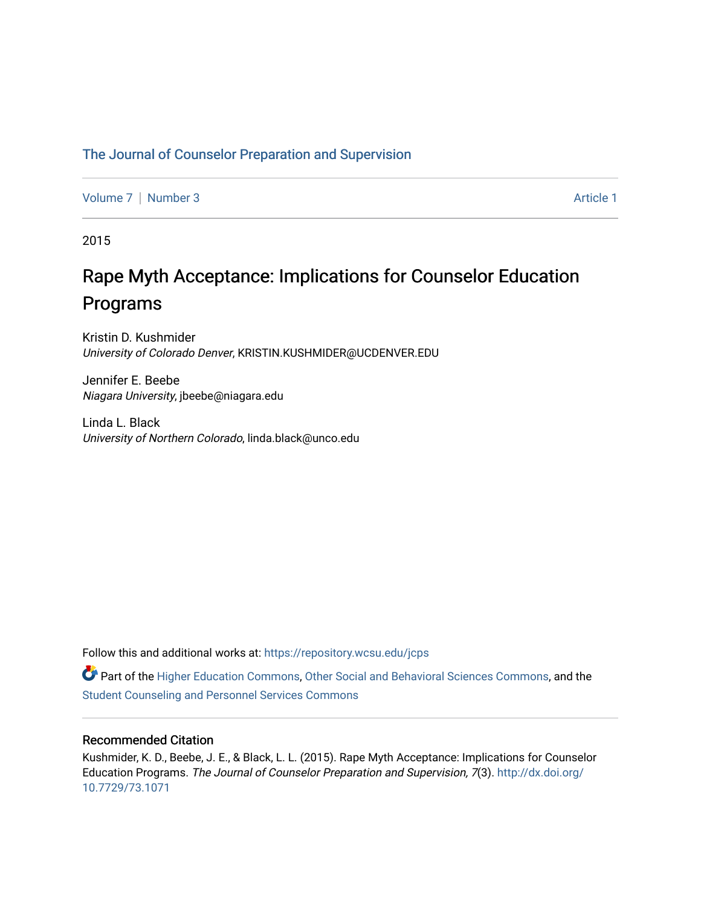The Journal of Counselor Preparation and Supervision

Volume 7 | Number 3 | Article 1

2015

# Rape Myth Acceptance: Implications for Counselor Education Programs

Kristin D. Kushmider
*University of Colorado Denver*, KRISTIN.KUSHMIDER@UCDENVER.EDU

Jennifer E. Beebe
*Niagara University*, jbeebe@niagara.edu

Linda L. Black
*University of Northern Colorado*, linda.black@unco.edu

Follow this and additional works at: https://repository.wcsu.edu/jcps

Part of the Higher Education Commons, Other Social and Behavioral Sciences Commons, and the Student Counseling and Personnel Services Commons

## Recommended Citation

Kushmider, K. D., Beebe, J. E., & Black, L. L. (2015). Rape Myth Acceptance: Implications for Counselor Education Programs. *The Journal of Counselor Preparation and Supervision, 7*(3). http://dx.doi.org/10.7729/73.1071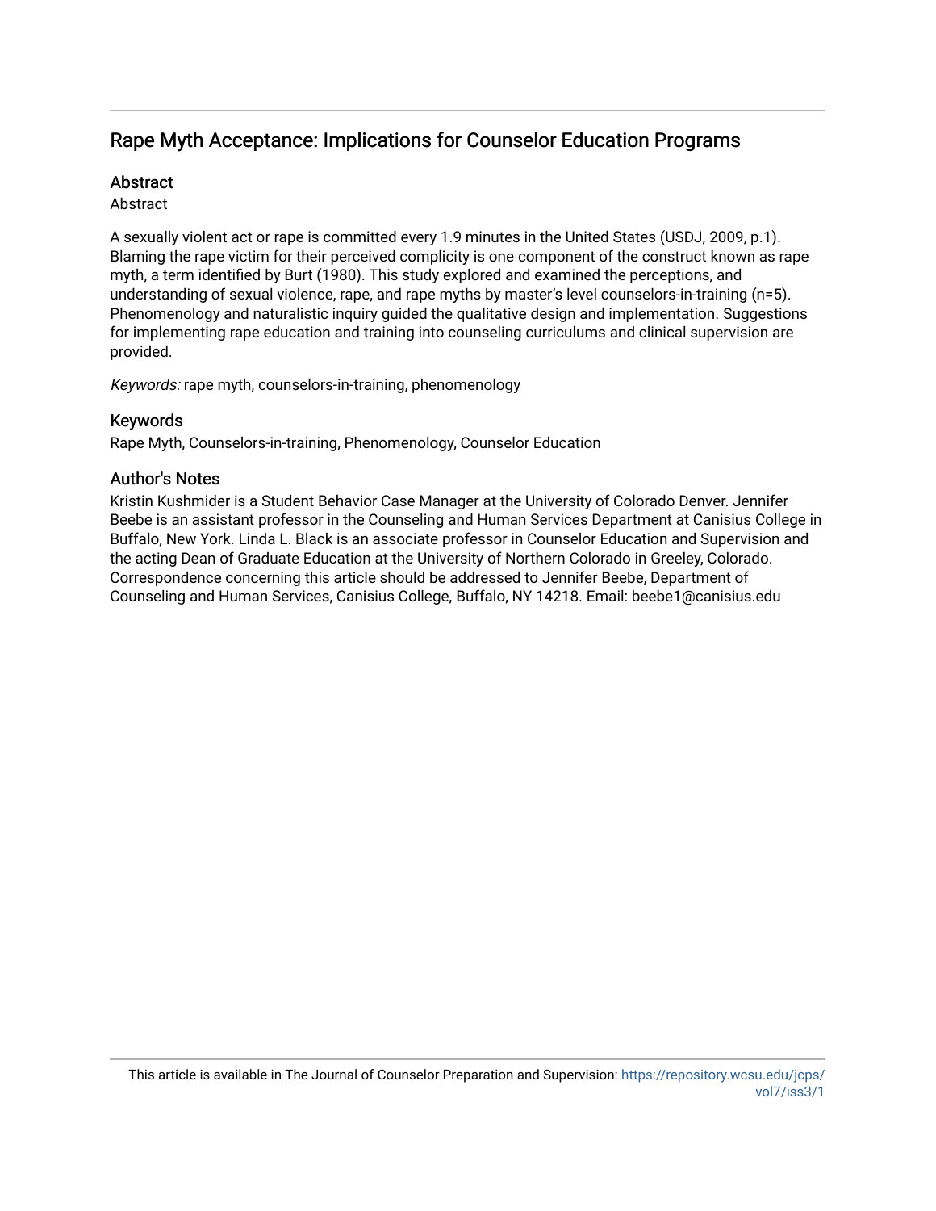## Rape Myth Acceptance: Implications for Counselor Education Programs

### Abstract

Abstract

A sexually violent act or rape is committed every 1.9 minutes in the United States (USDJ, 2009, p.1). Blaming the rape victim for their perceived complicity is one component of the construct known as rape myth, a term identified by Burt (1980). This study explored and examined the perceptions, and understanding of sexual violence, rape, and rape myths by master's level counselors-in-training (n=5). Phenomenology and naturalistic inquiry guided the qualitative design and implementation. Suggestions for implementing rape education and training into counseling curriculums and clinical supervision are provided.

*Keywords:* rape myth, counselors-in-training, phenomenology

### Keywords

Rape Myth, Counselors-in-training, Phenomenology, Counselor Education

### Author's Notes

Kristin Kushmider is a Student Behavior Case Manager at the University of Colorado Denver. Jennifer Beebe is an assistant professor in the Counseling and Human Services Department at Canisius College in Buffalo, New York. Linda L. Black is an associate professor in Counselor Education and Supervision and the acting Dean of Graduate Education at the University of Northern Colorado in Greeley, Colorado. Correspondence concerning this article should be addressed to Jennifer Beebe, Department of Counseling and Human Services, Canisius College, Buffalo, NY 14218. Email: beebe1@canisius.edu

This article is available in The Journal of Counselor Preparation and Supervision: https://repository.wcsu.edu/jcps/vol7/iss3/1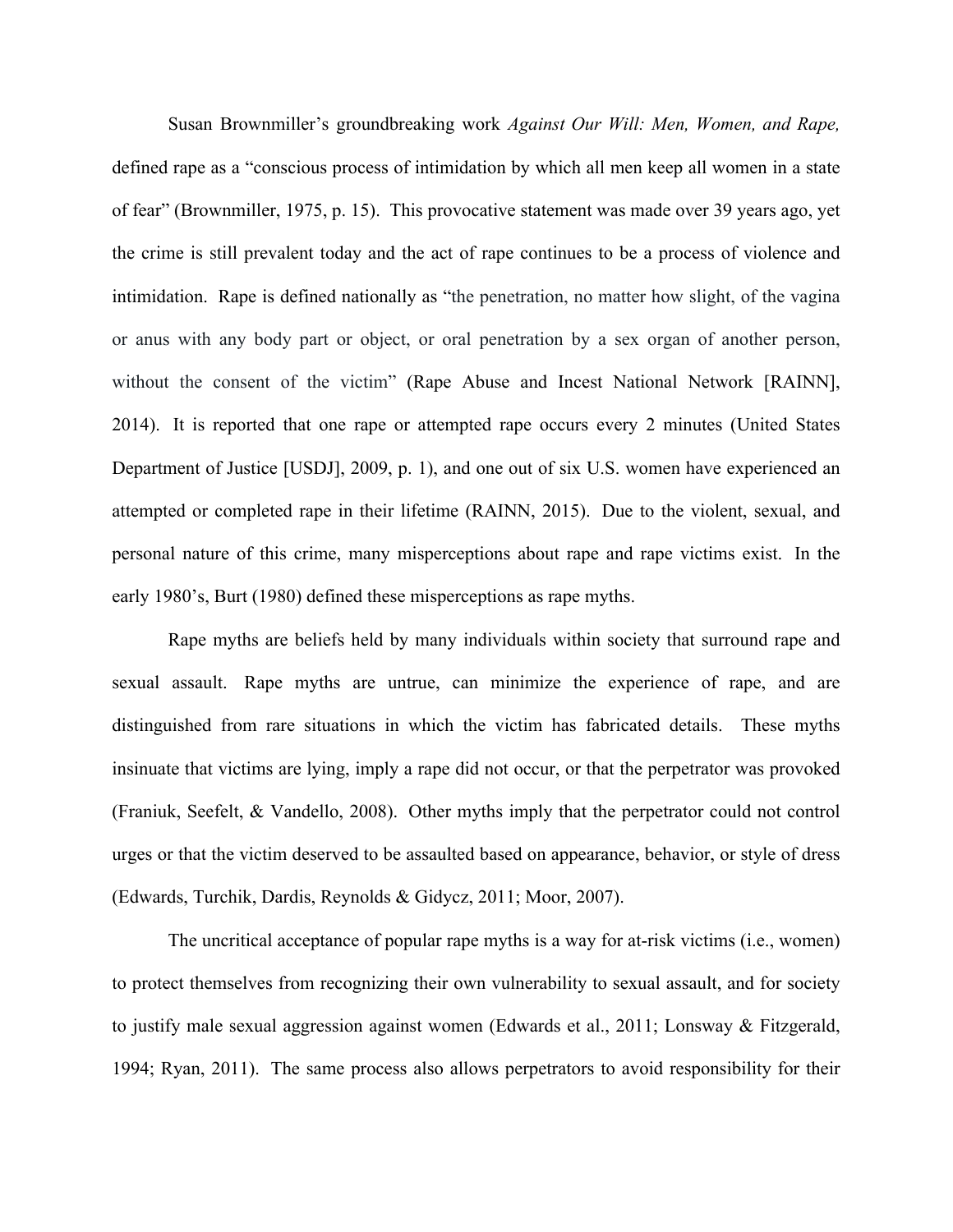Susan Brownmiller's groundbreaking work *Against Our Will: Men, Women, and Rape,* defined rape as a "conscious process of intimidation by which all men keep all women in a state of fear" (Brownmiller, 1975, p. 15). This provocative statement was made over 39 years ago, yet the crime is still prevalent today and the act of rape continues to be a process of violence and intimidation. Rape is defined nationally as "the penetration, no matter how slight, of the vagina or anus with any body part or object, or oral penetration by a sex organ of another person, without the consent of the victim" (Rape Abuse and Incest National Network [RAINN], 2014). It is reported that one rape or attempted rape occurs every 2 minutes (United States Department of Justice [USDJ], 2009, p. 1), and one out of six U.S. women have experienced an attempted or completed rape in their lifetime (RAINN, 2015). Due to the violent, sexual, and personal nature of this crime, many misperceptions about rape and rape victims exist. In the early 1980's, Burt (1980) defined these misperceptions as rape myths.

Rape myths are beliefs held by many individuals within society that surround rape and sexual assault. Rape myths are untrue, can minimize the experience of rape, and are distinguished from rare situations in which the victim has fabricated details. These myths insinuate that victims are lying, imply a rape did not occur, or that the perpetrator was provoked (Franiuk, Seefelt, & Vandello, 2008). Other myths imply that the perpetrator could not control urges or that the victim deserved to be assaulted based on appearance, behavior, or style of dress (Edwards, Turchik, Dardis, Reynolds & Gidycz, 2011; Moor, 2007).

The uncritical acceptance of popular rape myths is a way for at-risk victims (i.e., women) to protect themselves from recognizing their own vulnerability to sexual assault, and for society to justify male sexual aggression against women (Edwards et al., 2011; Lonsway & Fitzgerald, 1994; Ryan, 2011). The same process also allows perpetrators to avoid responsibility for their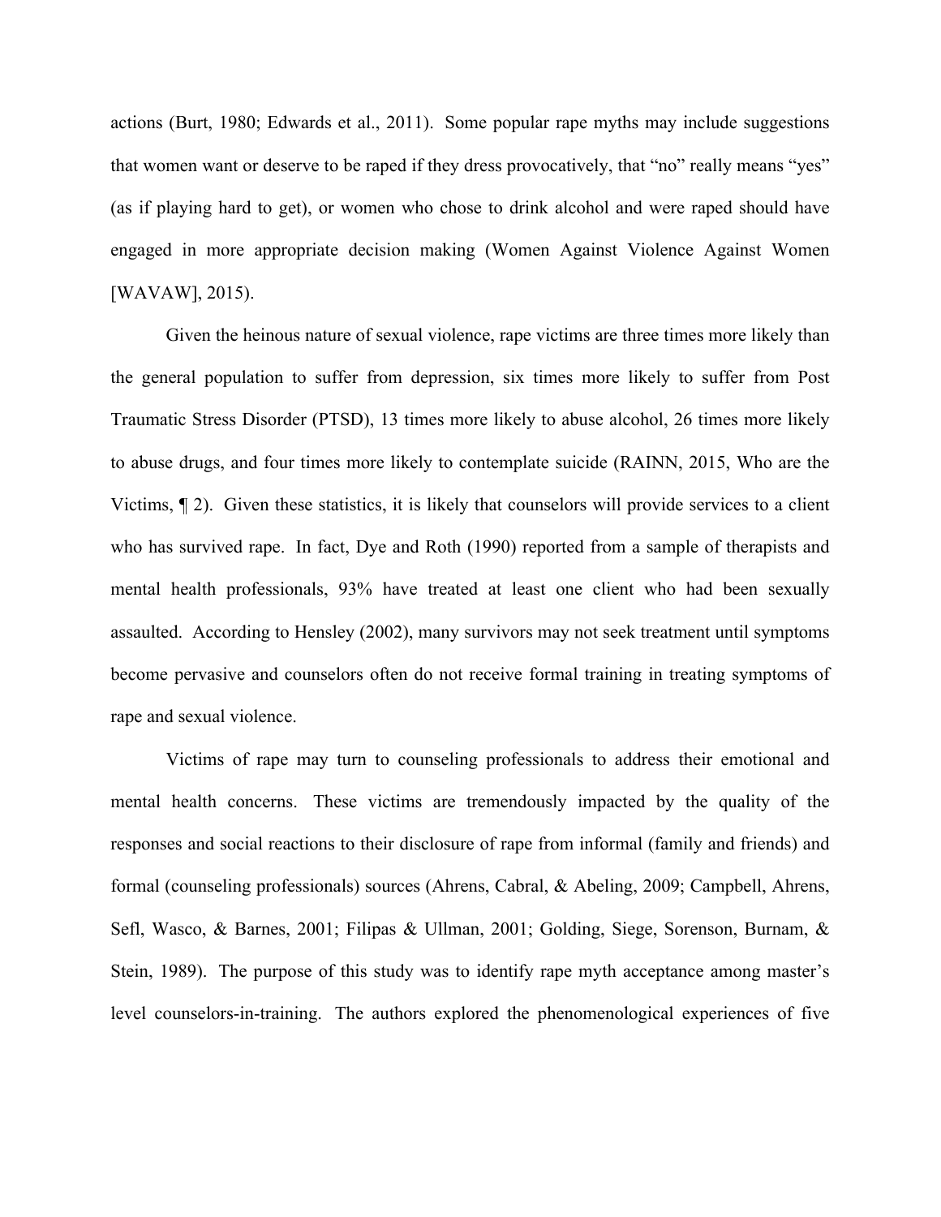actions (Burt, 1980; Edwards et al., 2011). Some popular rape myths may include suggestions that women want or deserve to be raped if they dress provocatively, that "no" really means "yes" (as if playing hard to get), or women who chose to drink alcohol and were raped should have engaged in more appropriate decision making (Women Against Violence Against Women [WAVAW], 2015).

Given the heinous nature of sexual violence, rape victims are three times more likely than the general population to suffer from depression, six times more likely to suffer from Post Traumatic Stress Disorder (PTSD), 13 times more likely to abuse alcohol, 26 times more likely to abuse drugs, and four times more likely to contemplate suicide (RAINN, 2015, Who are the Victims, ¶ 2). Given these statistics, it is likely that counselors will provide services to a client who has survived rape. In fact, Dye and Roth (1990) reported from a sample of therapists and mental health professionals, 93% have treated at least one client who had been sexually assaulted. According to Hensley (2002), many survivors may not seek treatment until symptoms become pervasive and counselors often do not receive formal training in treating symptoms of rape and sexual violence.

Victims of rape may turn to counseling professionals to address their emotional and mental health concerns. These victims are tremendously impacted by the quality of the responses and social reactions to their disclosure of rape from informal (family and friends) and formal (counseling professionals) sources (Ahrens, Cabral, & Abeling, 2009; Campbell, Ahrens, Sefl, Wasco, & Barnes, 2001; Filipas & Ullman, 2001; Golding, Siege, Sorenson, Burnam, & Stein, 1989). The purpose of this study was to identify rape myth acceptance among master's level counselors-in-training. The authors explored the phenomenological experiences of five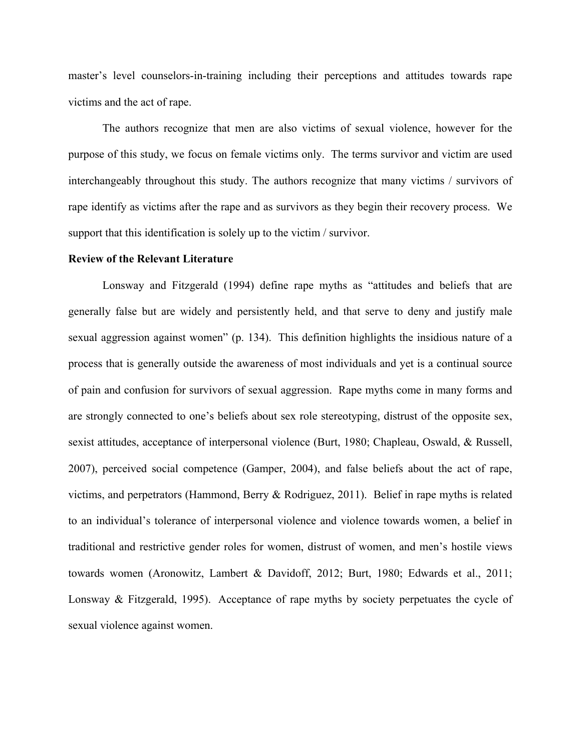master's level counselors-in-training including their perceptions and attitudes towards rape victims and the act of rape.

The authors recognize that men are also victims of sexual violence, however for the purpose of this study, we focus on female victims only. The terms survivor and victim are used interchangeably throughout this study. The authors recognize that many victims / survivors of rape identify as victims after the rape and as survivors as they begin their recovery process. We support that this identification is solely up to the victim / survivor.

**Review of the Relevant Literature**

Lonsway and Fitzgerald (1994) define rape myths as "attitudes and beliefs that are generally false but are widely and persistently held, and that serve to deny and justify male sexual aggression against women" (p. 134). This definition highlights the insidious nature of a process that is generally outside the awareness of most individuals and yet is a continual source of pain and confusion for survivors of sexual aggression. Rape myths come in many forms and are strongly connected to one's beliefs about sex role stereotyping, distrust of the opposite sex, sexist attitudes, acceptance of interpersonal violence (Burt, 1980; Chapleau, Oswald, & Russell, 2007), perceived social competence (Gamper, 2004), and false beliefs about the act of rape, victims, and perpetrators (Hammond, Berry & Rodriguez, 2011). Belief in rape myths is related to an individual's tolerance of interpersonal violence and violence towards women, a belief in traditional and restrictive gender roles for women, distrust of women, and men's hostile views towards women (Aronowitz, Lambert & Davidoff, 2012; Burt, 1980; Edwards et al., 2011; Lonsway & Fitzgerald, 1995). Acceptance of rape myths by society perpetuates the cycle of sexual violence against women.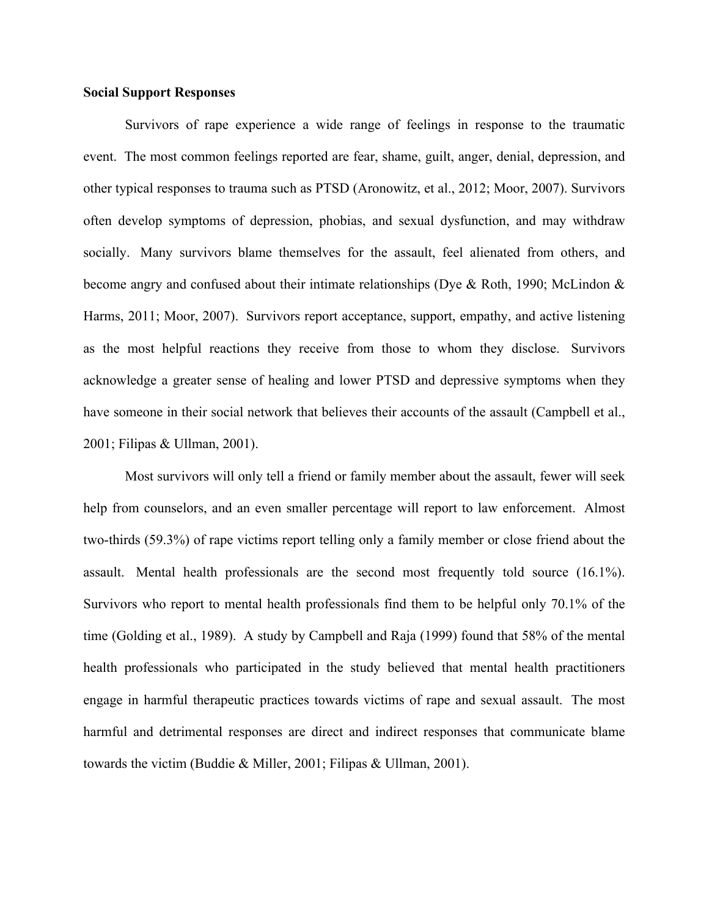**Social Support Responses**

Survivors of rape experience a wide range of feelings in response to the traumatic event. The most common feelings reported are fear, shame, guilt, anger, denial, depression, and other typical responses to trauma such as PTSD (Aronowitz, et al., 2012; Moor, 2007). Survivors often develop symptoms of depression, phobias, and sexual dysfunction, and may withdraw socially. Many survivors blame themselves for the assault, feel alienated from others, and become angry and confused about their intimate relationships (Dye & Roth, 1990; McLindon & Harms, 2011; Moor, 2007). Survivors report acceptance, support, empathy, and active listening as the most helpful reactions they receive from those to whom they disclose. Survivors acknowledge a greater sense of healing and lower PTSD and depressive symptoms when they have someone in their social network that believes their accounts of the assault (Campbell et al., 2001; Filipas & Ullman, 2001).

Most survivors will only tell a friend or family member about the assault, fewer will seek help from counselors, and an even smaller percentage will report to law enforcement. Almost two-thirds (59.3%) of rape victims report telling only a family member or close friend about the assault. Mental health professionals are the second most frequently told source (16.1%). Survivors who report to mental health professionals find them to be helpful only 70.1% of the time (Golding et al., 1989). A study by Campbell and Raja (1999) found that 58% of the mental health professionals who participated in the study believed that mental health practitioners engage in harmful therapeutic practices towards victims of rape and sexual assault. The most harmful and detrimental responses are direct and indirect responses that communicate blame towards the victim (Buddie & Miller, 2001; Filipas & Ullman, 2001).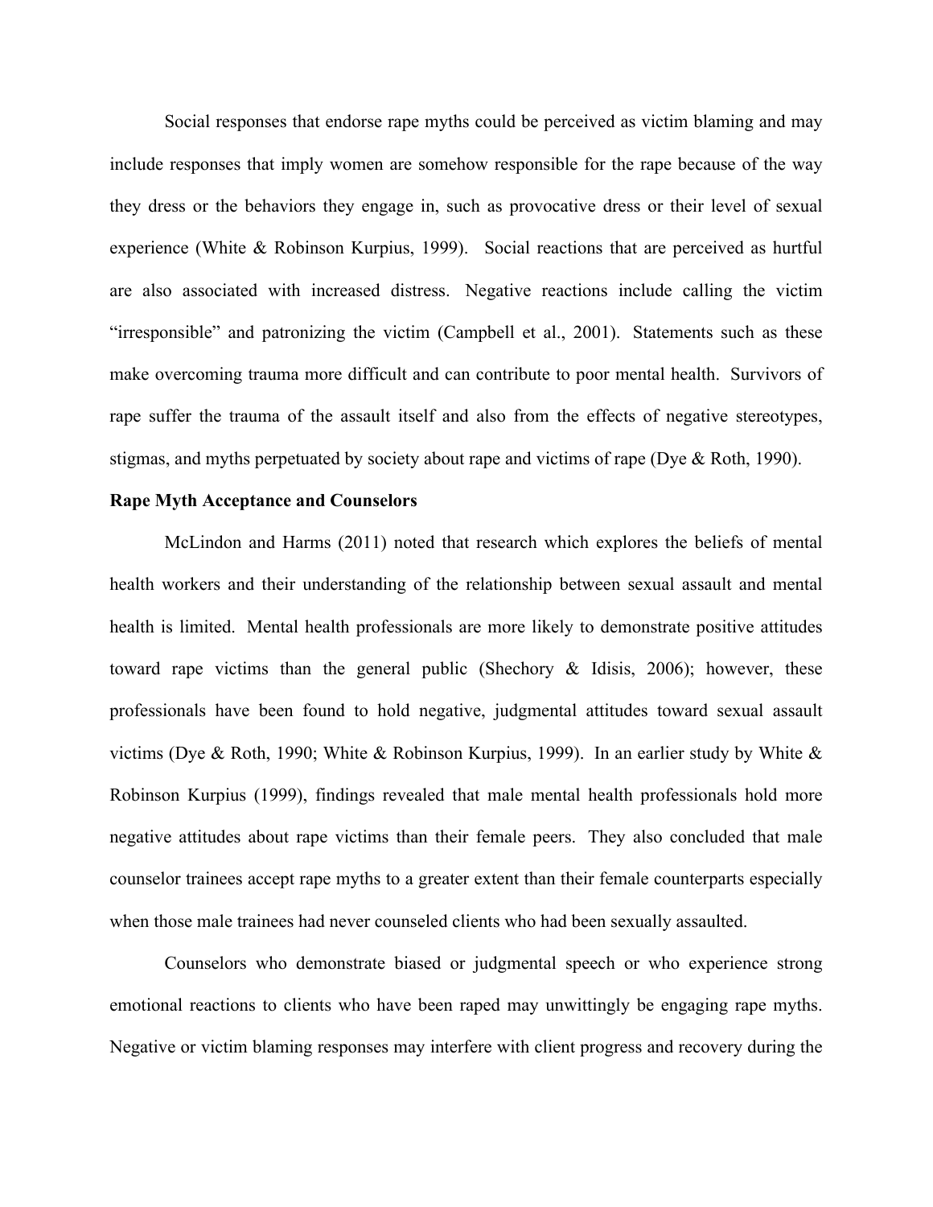Social responses that endorse rape myths could be perceived as victim blaming and may include responses that imply women are somehow responsible for the rape because of the way they dress or the behaviors they engage in, such as provocative dress or their level of sexual experience (White & Robinson Kurpius, 1999). Social reactions that are perceived as hurtful are also associated with increased distress. Negative reactions include calling the victim "irresponsible" and patronizing the victim (Campbell et al., 2001). Statements such as these make overcoming trauma more difficult and can contribute to poor mental health. Survivors of rape suffer the trauma of the assault itself and also from the effects of negative stereotypes, stigmas, and myths perpetuated by society about rape and victims of rape (Dye & Roth, 1990).

**Rape Myth Acceptance and Counselors**

McLindon and Harms (2011) noted that research which explores the beliefs of mental health workers and their understanding of the relationship between sexual assault and mental health is limited. Mental health professionals are more likely to demonstrate positive attitudes toward rape victims than the general public (Shechory & Idisis, 2006); however, these professionals have been found to hold negative, judgmental attitudes toward sexual assault victims (Dye & Roth, 1990; White & Robinson Kurpius, 1999). In an earlier study by White & Robinson Kurpius (1999), findings revealed that male mental health professionals hold more negative attitudes about rape victims than their female peers. They also concluded that male counselor trainees accept rape myths to a greater extent than their female counterparts especially when those male trainees had never counseled clients who had been sexually assaulted.

Counselors who demonstrate biased or judgmental speech or who experience strong emotional reactions to clients who have been raped may unwittingly be engaging rape myths. Negative or victim blaming responses may interfere with client progress and recovery during the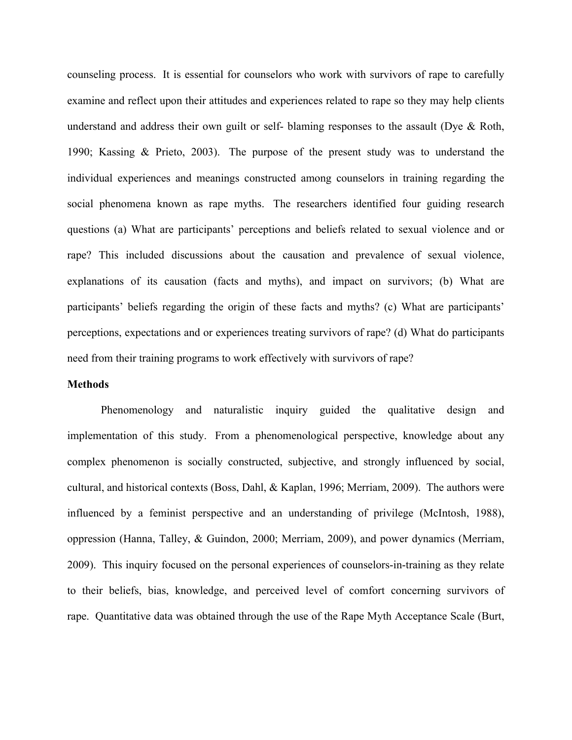counseling process. It is essential for counselors who work with survivors of rape to carefully examine and reflect upon their attitudes and experiences related to rape so they may help clients understand and address their own guilt or self- blaming responses to the assault (Dye & Roth, 1990; Kassing & Prieto, 2003). The purpose of the present study was to understand the individual experiences and meanings constructed among counselors in training regarding the social phenomena known as rape myths. The researchers identified four guiding research questions (a) What are participants' perceptions and beliefs related to sexual violence and or rape? This included discussions about the causation and prevalence of sexual violence, explanations of its causation (facts and myths), and impact on survivors; (b) What are participants' beliefs regarding the origin of these facts and myths? (c) What are participants' perceptions, expectations and or experiences treating survivors of rape? (d) What do participants need from their training programs to work effectively with survivors of rape?

**Methods**

Phenomenology and naturalistic inquiry guided the qualitative design and implementation of this study. From a phenomenological perspective, knowledge about any complex phenomenon is socially constructed, subjective, and strongly influenced by social, cultural, and historical contexts (Boss, Dahl, & Kaplan, 1996; Merriam, 2009). The authors were influenced by a feminist perspective and an understanding of privilege (McIntosh, 1988), oppression (Hanna, Talley, & Guindon, 2000; Merriam, 2009), and power dynamics (Merriam, 2009). This inquiry focused on the personal experiences of counselors-in-training as they relate to their beliefs, bias, knowledge, and perceived level of comfort concerning survivors of rape. Quantitative data was obtained through the use of the Rape Myth Acceptance Scale (Burt,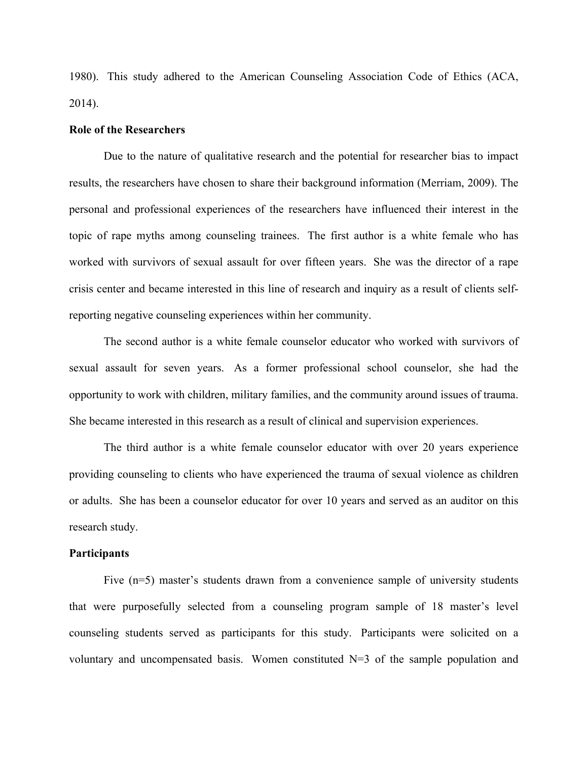1980). This study adhered to the American Counseling Association Code of Ethics (ACA, 2014).

**Role of the Researchers**

Due to the nature of qualitative research and the potential for researcher bias to impact results, the researchers have chosen to share their background information (Merriam, 2009). The personal and professional experiences of the researchers have influenced their interest in the topic of rape myths among counseling trainees. The first author is a white female who has worked with survivors of sexual assault for over fifteen years. She was the director of a rape crisis center and became interested in this line of research and inquiry as a result of clients self-reporting negative counseling experiences within her community.

The second author is a white female counselor educator who worked with survivors of sexual assault for seven years. As a former professional school counselor, she had the opportunity to work with children, military families, and the community around issues of trauma. She became interested in this research as a result of clinical and supervision experiences.

The third author is a white female counselor educator with over 20 years experience providing counseling to clients who have experienced the trauma of sexual violence as children or adults. She has been a counselor educator for over 10 years and served as an auditor on this research study.

**Participants**

Five (n=5) master's students drawn from a convenience sample of university students that were purposefully selected from a counseling program sample of 18 master's level counseling students served as participants for this study. Participants were solicited on a voluntary and uncompensated basis. Women constituted N=3 of the sample population and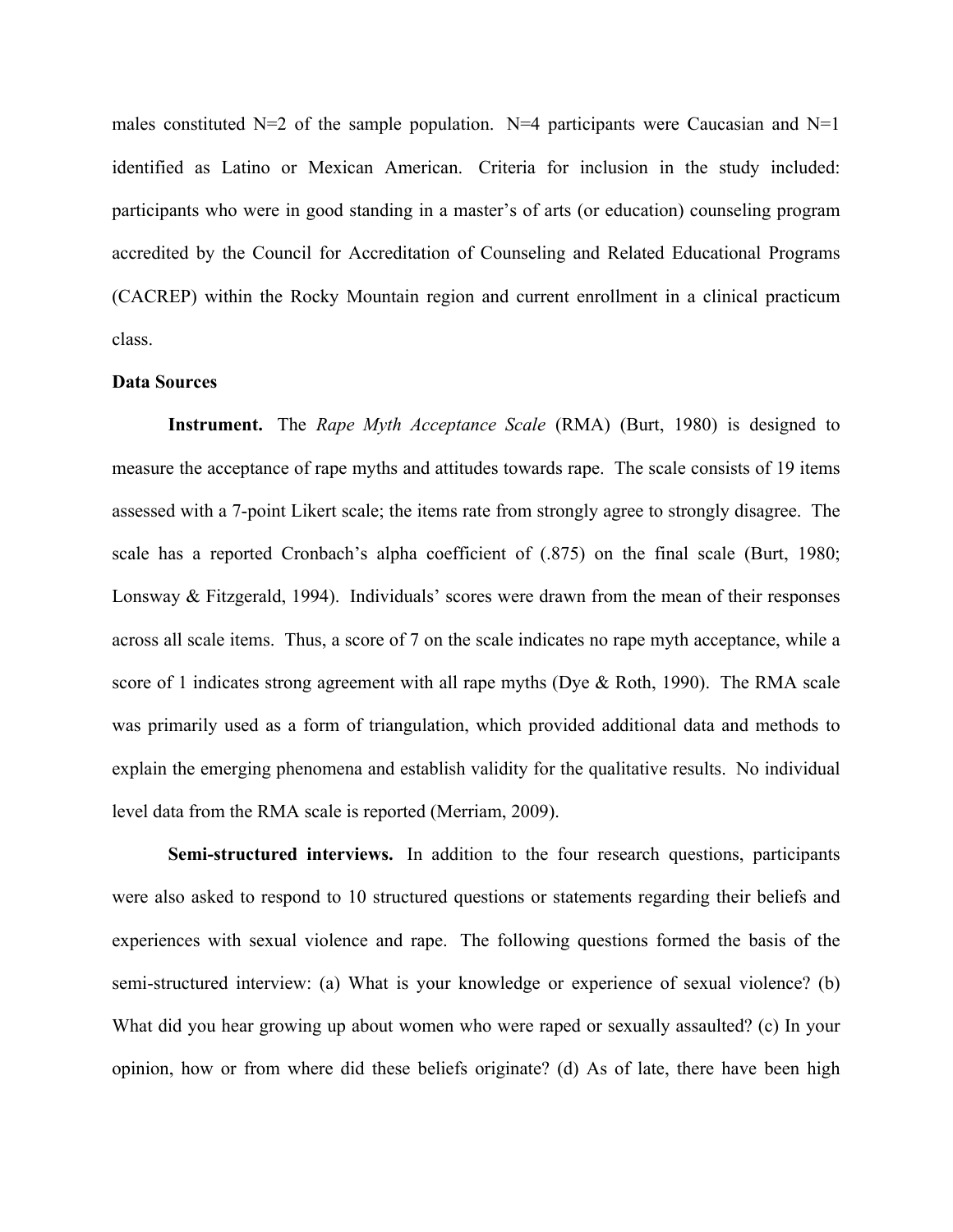males constituted N=2 of the sample population. N=4 participants were Caucasian and N=1 identified as Latino or Mexican American. Criteria for inclusion in the study included: participants who were in good standing in a master's of arts (or education) counseling program accredited by the Council for Accreditation of Counseling and Related Educational Programs (CACREP) within the Rocky Mountain region and current enrollment in a clinical practicum class.

**Data Sources**

**Instrument.** The *Rape Myth Acceptance Scale* (RMA) (Burt, 1980) is designed to measure the acceptance of rape myths and attitudes towards rape. The scale consists of 19 items assessed with a 7-point Likert scale; the items rate from strongly agree to strongly disagree. The scale has a reported Cronbach's alpha coefficient of (.875) on the final scale (Burt, 1980; Lonsway & Fitzgerald, 1994). Individuals' scores were drawn from the mean of their responses across all scale items. Thus, a score of 7 on the scale indicates no rape myth acceptance, while a score of 1 indicates strong agreement with all rape myths (Dye & Roth, 1990). The RMA scale was primarily used as a form of triangulation, which provided additional data and methods to explain the emerging phenomena and establish validity for the qualitative results. No individual level data from the RMA scale is reported (Merriam, 2009).

**Semi-structured interviews.** In addition to the four research questions, participants were also asked to respond to 10 structured questions or statements regarding their beliefs and experiences with sexual violence and rape. The following questions formed the basis of the semi-structured interview: (a) What is your knowledge or experience of sexual violence? (b) What did you hear growing up about women who were raped or sexually assaulted? (c) In your opinion, how or from where did these beliefs originate? (d) As of late, there have been high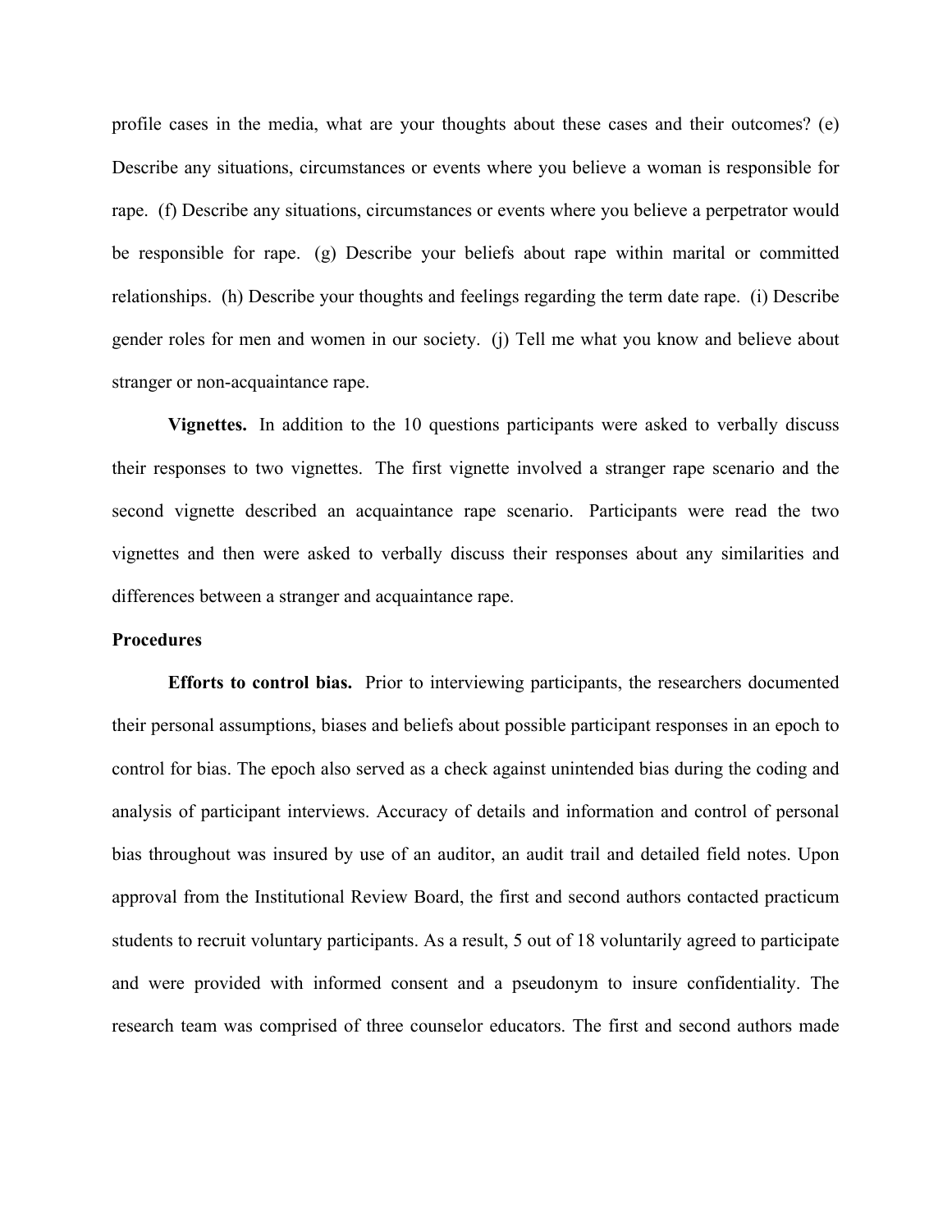profile cases in the media, what are your thoughts about these cases and their outcomes? (e) Describe any situations, circumstances or events where you believe a woman is responsible for rape. (f) Describe any situations, circumstances or events where you believe a perpetrator would be responsible for rape. (g) Describe your beliefs about rape within marital or committed relationships. (h) Describe your thoughts and feelings regarding the term date rape. (i) Describe gender roles for men and women in our society. (j) Tell me what you know and believe about stranger or non-acquaintance rape.

**Vignettes.** In addition to the 10 questions participants were asked to verbally discuss their responses to two vignettes. The first vignette involved a stranger rape scenario and the second vignette described an acquaintance rape scenario. Participants were read the two vignettes and then were asked to verbally discuss their responses about any similarities and differences between a stranger and acquaintance rape.

### Procedures

**Efforts to control bias.** Prior to interviewing participants, the researchers documented their personal assumptions, biases and beliefs about possible participant responses in an epoch to control for bias. The epoch also served as a check against unintended bias during the coding and analysis of participant interviews. Accuracy of details and information and control of personal bias throughout was insured by use of an auditor, an audit trail and detailed field notes. Upon approval from the Institutional Review Board, the first and second authors contacted practicum students to recruit voluntary participants. As a result, 5 out of 18 voluntarily agreed to participate and were provided with informed consent and a pseudonym to insure confidentiality. The research team was comprised of three counselor educators. The first and second authors made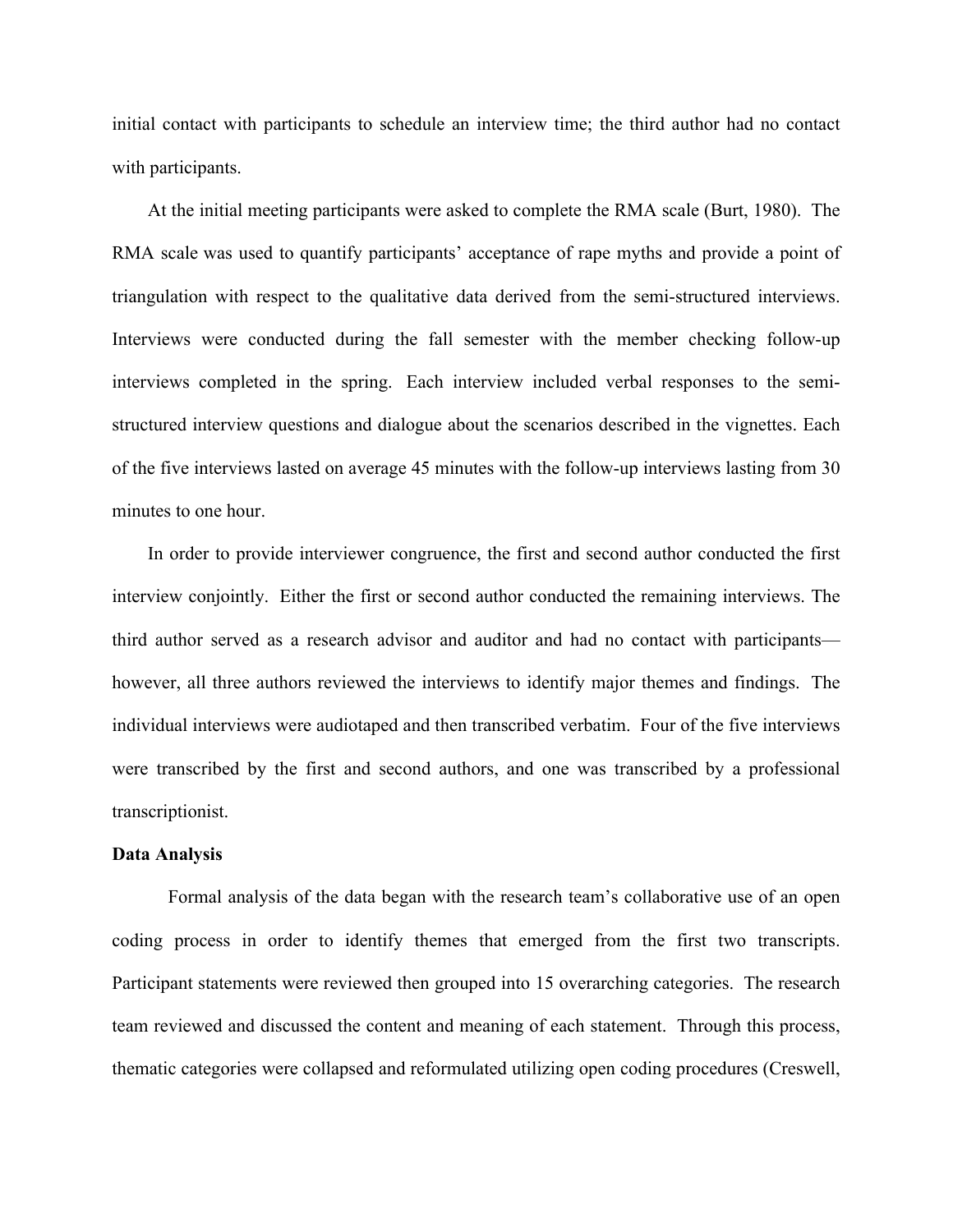initial contact with participants to schedule an interview time; the third author had no contact with participants.

At the initial meeting participants were asked to complete the RMA scale (Burt, 1980). The RMA scale was used to quantify participants' acceptance of rape myths and provide a point of triangulation with respect to the qualitative data derived from the semi-structured interviews. Interviews were conducted during the fall semester with the member checking follow-up interviews completed in the spring. Each interview included verbal responses to the semi-structured interview questions and dialogue about the scenarios described in the vignettes. Each of the five interviews lasted on average 45 minutes with the follow-up interviews lasting from 30 minutes to one hour.

In order to provide interviewer congruence, the first and second author conducted the first interview conjointly. Either the first or second author conducted the remaining interviews. The third author served as a research advisor and auditor and had no contact with participants—however, all three authors reviewed the interviews to identify major themes and findings. The individual interviews were audiotaped and then transcribed verbatim. Four of the five interviews were transcribed by the first and second authors, and one was transcribed by a professional transcriptionist.

**Data Analysis**

Formal analysis of the data began with the research team's collaborative use of an open coding process in order to identify themes that emerged from the first two transcripts. Participant statements were reviewed then grouped into 15 overarching categories. The research team reviewed and discussed the content and meaning of each statement. Through this process, thematic categories were collapsed and reformulated utilizing open coding procedures (Creswell,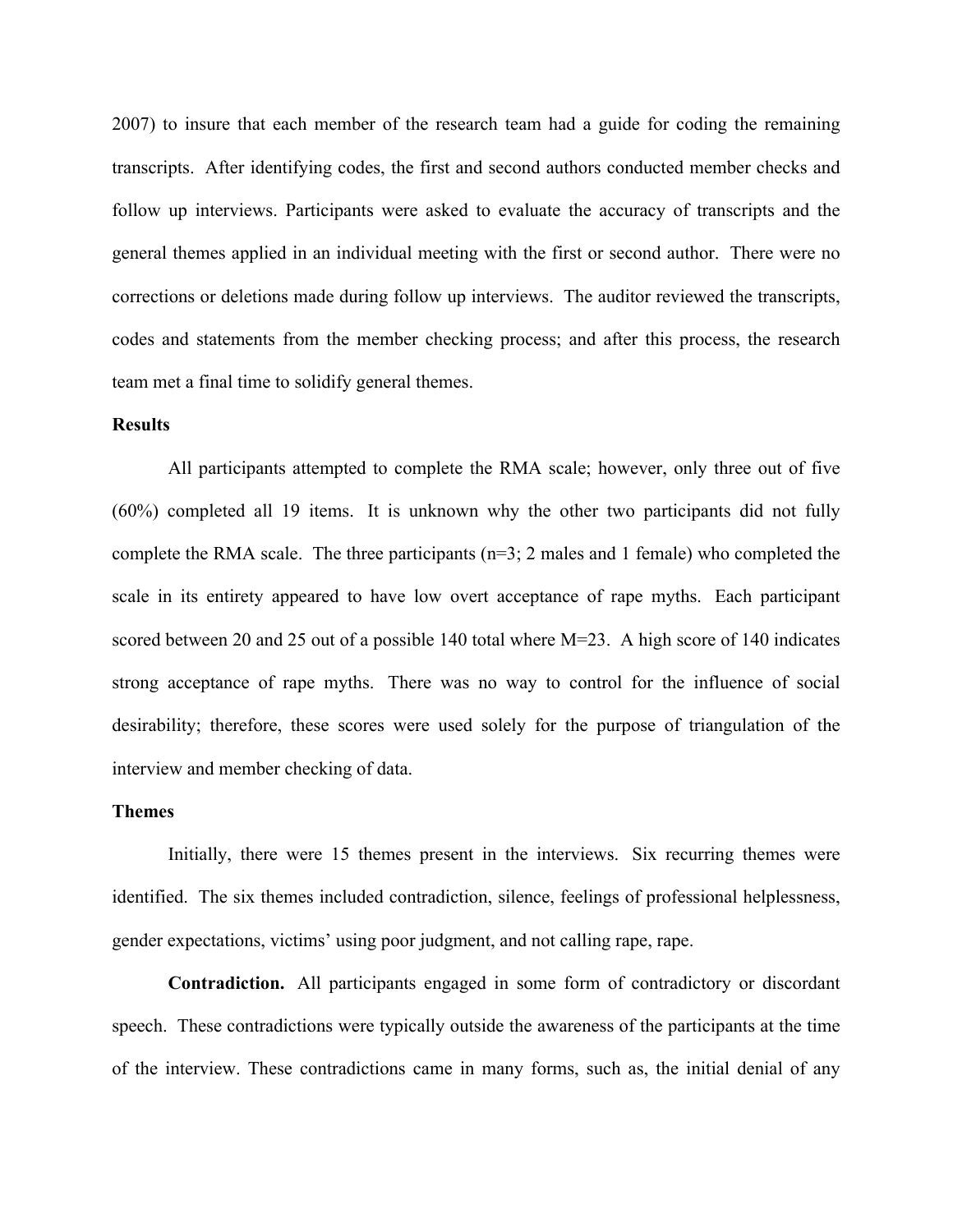2007) to insure that each member of the research team had a guide for coding the remaining transcripts. After identifying codes, the first and second authors conducted member checks and follow up interviews. Participants were asked to evaluate the accuracy of transcripts and the general themes applied in an individual meeting with the first or second author. There were no corrections or deletions made during follow up interviews. The auditor reviewed the transcripts, codes and statements from the member checking process; and after this process, the research team met a final time to solidify general themes.

**Results**

All participants attempted to complete the RMA scale; however, only three out of five (60%) completed all 19 items. It is unknown why the other two participants did not fully complete the RMA scale. The three participants (n=3; 2 males and 1 female) who completed the scale in its entirety appeared to have low overt acceptance of rape myths. Each participant scored between 20 and 25 out of a possible 140 total where M=23. A high score of 140 indicates strong acceptance of rape myths. There was no way to control for the influence of social desirability; therefore, these scores were used solely for the purpose of triangulation of the interview and member checking of data.

**Themes**

Initially, there were 15 themes present in the interviews. Six recurring themes were identified. The six themes included contradiction, silence, feelings of professional helplessness, gender expectations, victims' using poor judgment, and not calling rape, rape.

**Contradiction.** All participants engaged in some form of contradictory or discordant speech. These contradictions were typically outside the awareness of the participants at the time of the interview. These contradictions came in many forms, such as, the initial denial of any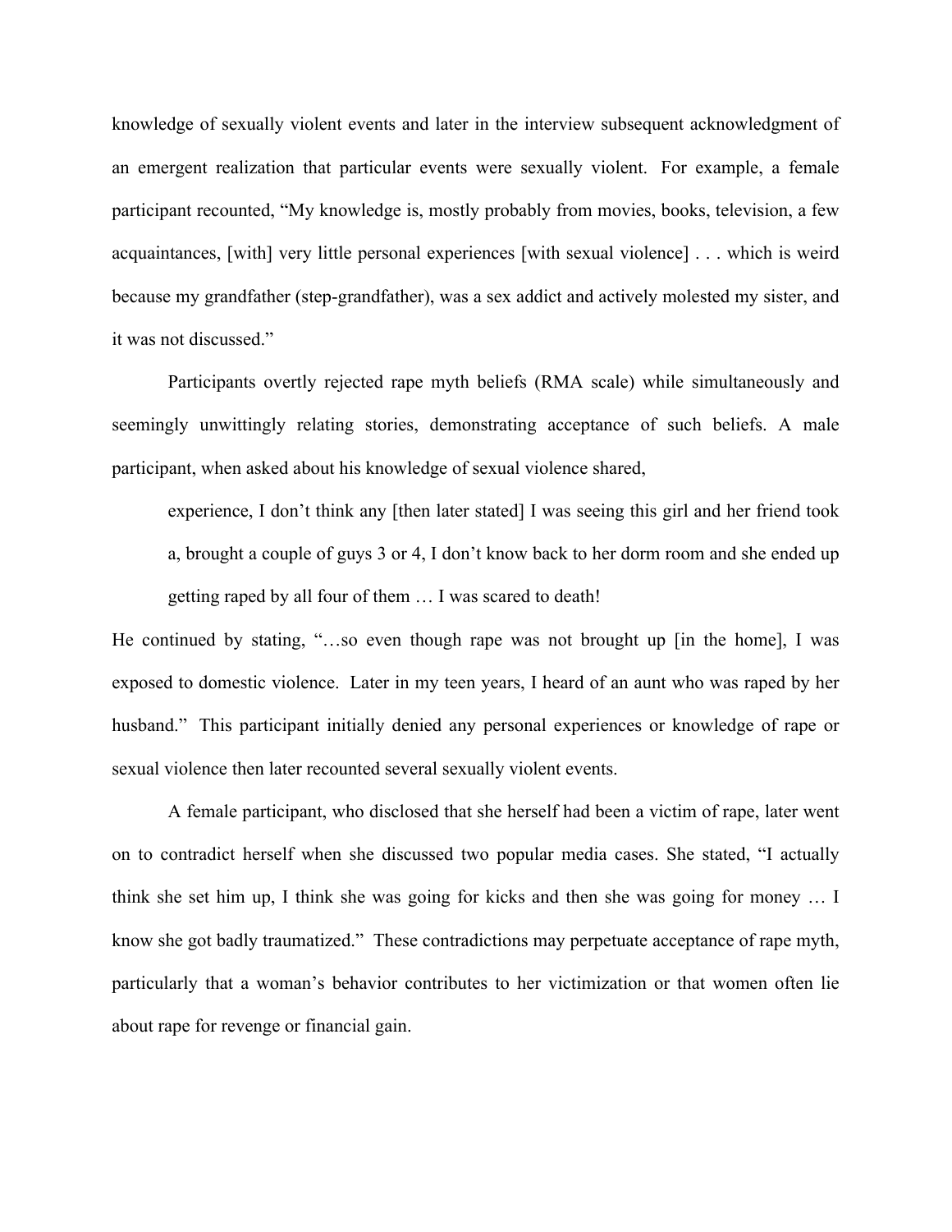knowledge of sexually violent events and later in the interview subsequent acknowledgment of an emergent realization that particular events were sexually violent. For example, a female participant recounted, "My knowledge is, mostly probably from movies, books, television, a few acquaintances, [with] very little personal experiences [with sexual violence] . . . which is weird because my grandfather (step-grandfather), was a sex addict and actively molested my sister, and it was not discussed."

Participants overtly rejected rape myth beliefs (RMA scale) while simultaneously and seemingly unwittingly relating stories, demonstrating acceptance of such beliefs. A male participant, when asked about his knowledge of sexual violence shared,

> experience, I don't think any [then later stated] I was seeing this girl and her friend took a, brought a couple of guys 3 or 4, I don't know back to her dorm room and she ended up getting raped by all four of them … I was scared to death!

He continued by stating, "…so even though rape was not brought up [in the home], I was exposed to domestic violence. Later in my teen years, I heard of an aunt who was raped by her husband." This participant initially denied any personal experiences or knowledge of rape or sexual violence then later recounted several sexually violent events.

A female participant, who disclosed that she herself had been a victim of rape, later went on to contradict herself when she discussed two popular media cases. She stated, "I actually think she set him up, I think she was going for kicks and then she was going for money … I know she got badly traumatized." These contradictions may perpetuate acceptance of rape myth, particularly that a woman's behavior contributes to her victimization or that women often lie about rape for revenge or financial gain.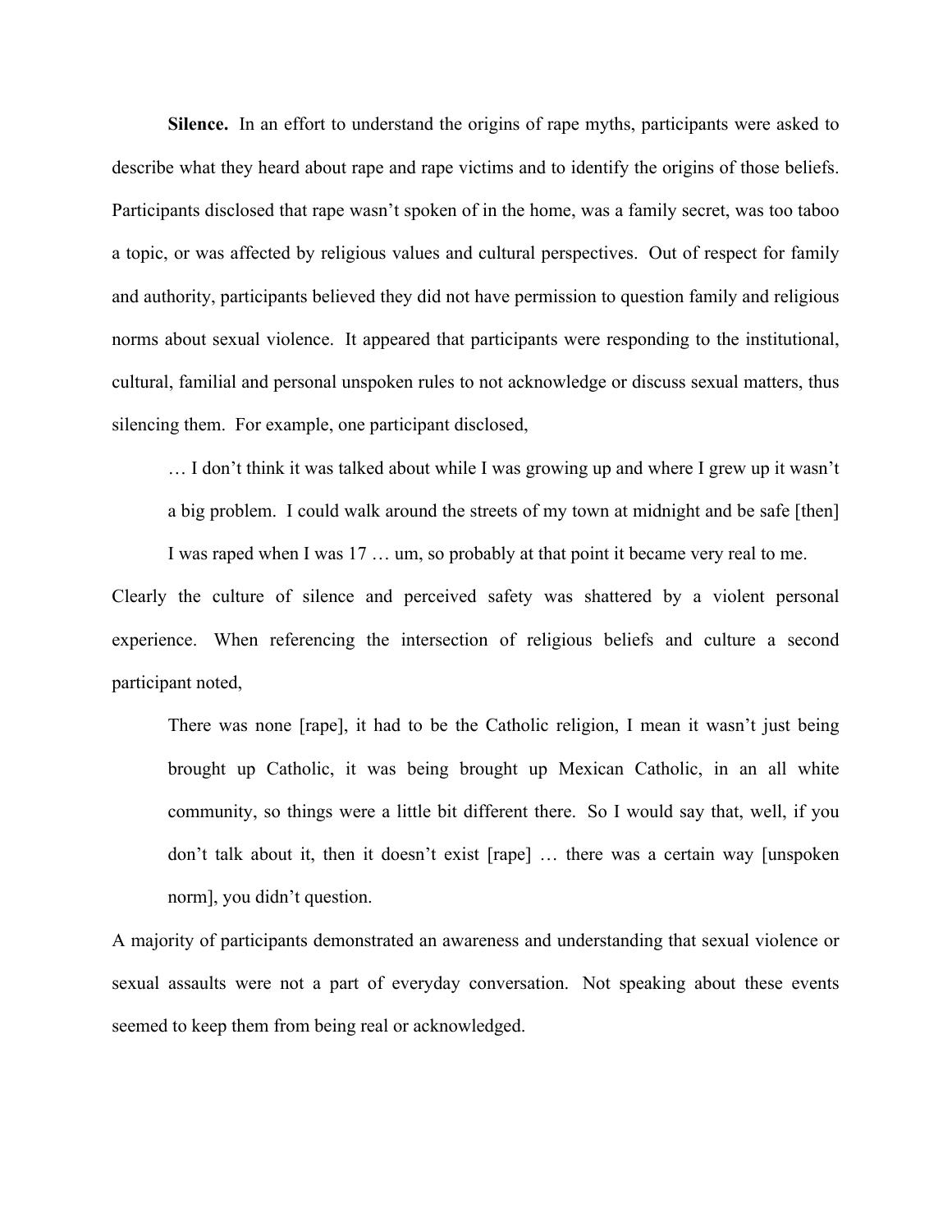**Silence.** In an effort to understand the origins of rape myths, participants were asked to describe what they heard about rape and rape victims and to identify the origins of those beliefs. Participants disclosed that rape wasn't spoken of in the home, was a family secret, was too taboo a topic, or was affected by religious values and cultural perspectives. Out of respect for family and authority, participants believed they did not have permission to question family and religious norms about sexual violence. It appeared that participants were responding to the institutional, cultural, familial and personal unspoken rules to not acknowledge or discuss sexual matters, thus silencing them. For example, one participant disclosed,

> … I don't think it was talked about while I was growing up and where I grew up it wasn't a big problem. I could walk around the streets of my town at midnight and be safe [then] I was raped when I was 17 … um, so probably at that point it became very real to me.

Clearly the culture of silence and perceived safety was shattered by a violent personal experience. When referencing the intersection of religious beliefs and culture a second participant noted,

> There was none [rape], it had to be the Catholic religion, I mean it wasn't just being brought up Catholic, it was being brought up Mexican Catholic, in an all white community, so things were a little bit different there. So I would say that, well, if you don't talk about it, then it doesn't exist [rape] … there was a certain way [unspoken norm], you didn't question.

A majority of participants demonstrated an awareness and understanding that sexual violence or sexual assaults were not a part of everyday conversation. Not speaking about these events seemed to keep them from being real or acknowledged.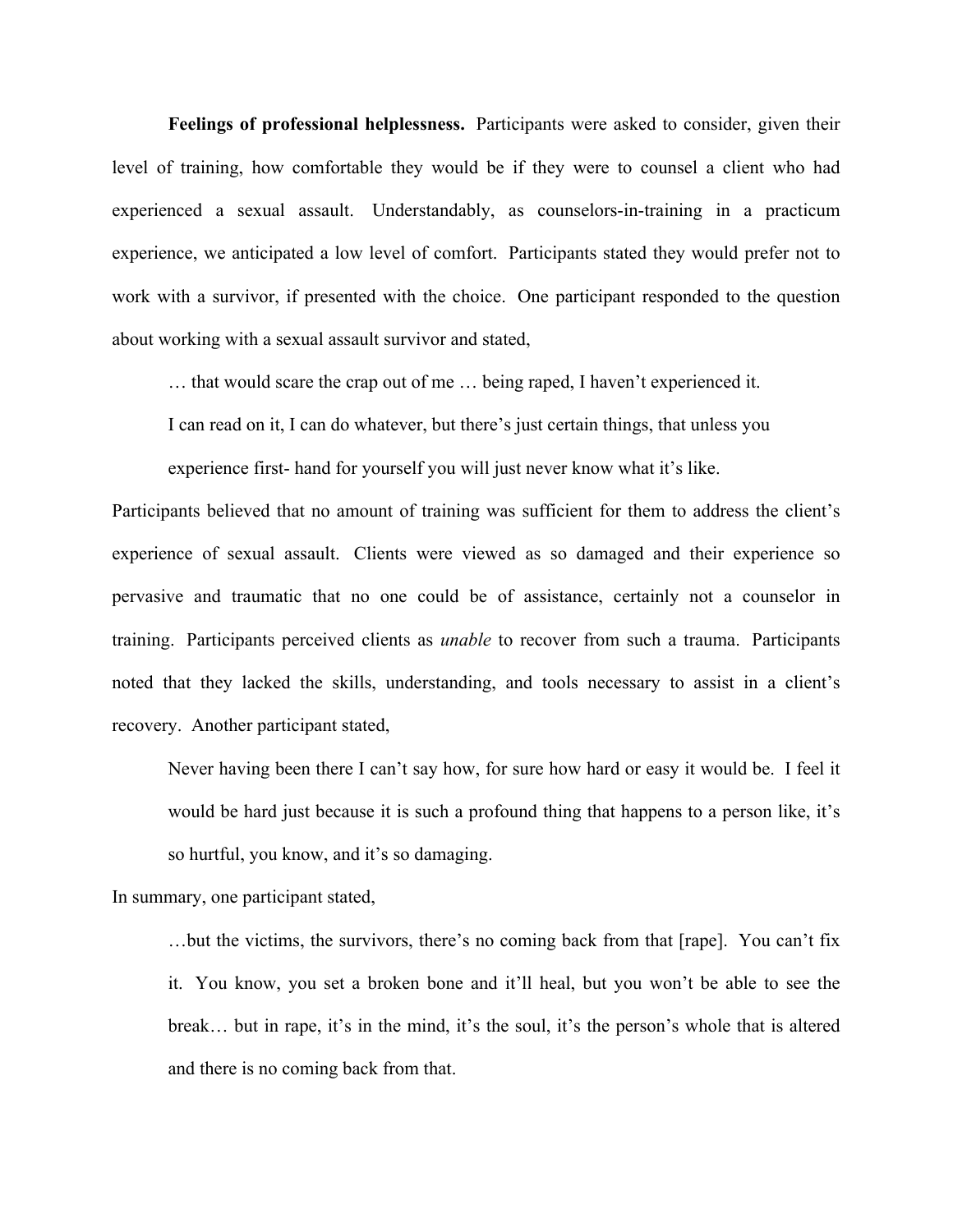**Feelings of professional helplessness.** Participants were asked to consider, given their level of training, how comfortable they would be if they were to counsel a client who had experienced a sexual assault. Understandably, as counselors-in-training in a practicum experience, we anticipated a low level of comfort. Participants stated they would prefer not to work with a survivor, if presented with the choice. One participant responded to the question about working with a sexual assault survivor and stated,

> … that would scare the crap out of me … being raped, I haven't experienced it. I can read on it, I can do whatever, but there's just certain things, that unless you experience first- hand for yourself you will just never know what it's like.

Participants believed that no amount of training was sufficient for them to address the client's experience of sexual assault. Clients were viewed as so damaged and their experience so pervasive and traumatic that no one could be of assistance, certainly not a counselor in training. Participants perceived clients as *unable* to recover from such a trauma. Participants noted that they lacked the skills, understanding, and tools necessary to assist in a client's recovery. Another participant stated,

> Never having been there I can't say how, for sure how hard or easy it would be. I feel it would be hard just because it is such a profound thing that happens to a person like, it's so hurtful, you know, and it's so damaging.

In summary, one participant stated,

> …but the victims, the survivors, there's no coming back from that [rape]. You can't fix it. You know, you set a broken bone and it'll heal, but you won't be able to see the break… but in rape, it's in the mind, it's the soul, it's the person's whole that is altered and there is no coming back from that.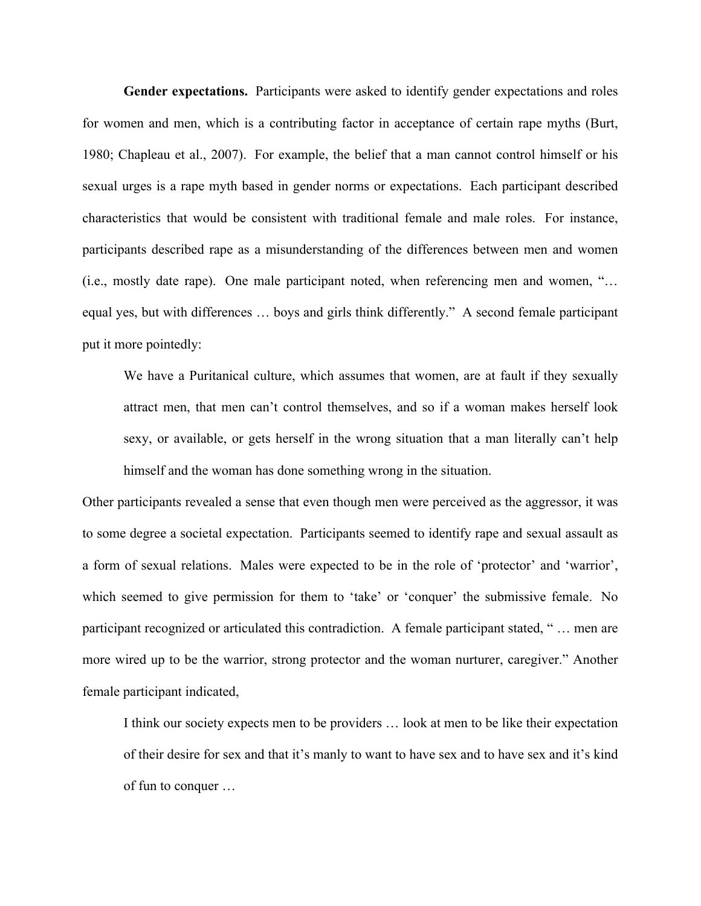**Gender expectations.** Participants were asked to identify gender expectations and roles for women and men, which is a contributing factor in acceptance of certain rape myths (Burt, 1980; Chapleau et al., 2007). For example, the belief that a man cannot control himself or his sexual urges is a rape myth based in gender norms or expectations. Each participant described characteristics that would be consistent with traditional female and male roles. For instance, participants described rape as a misunderstanding of the differences between men and women (i.e., mostly date rape). One male participant noted, when referencing men and women, "… equal yes, but with differences … boys and girls think differently." A second female participant put it more pointedly:

> We have a Puritanical culture, which assumes that women, are at fault if they sexually attract men, that men can't control themselves, and so if a woman makes herself look sexy, or available, or gets herself in the wrong situation that a man literally can't help himself and the woman has done something wrong in the situation.

Other participants revealed a sense that even though men were perceived as the aggressor, it was to some degree a societal expectation. Participants seemed to identify rape and sexual assault as a form of sexual relations. Males were expected to be in the role of 'protector' and 'warrior', which seemed to give permission for them to 'take' or 'conquer' the submissive female. No participant recognized or articulated this contradiction. A female participant stated, " … men are more wired up to be the warrior, strong protector and the woman nurturer, caregiver." Another female participant indicated,

> I think our society expects men to be providers … look at men to be like their expectation of their desire for sex and that it's manly to want to have sex and to have sex and it's kind of fun to conquer …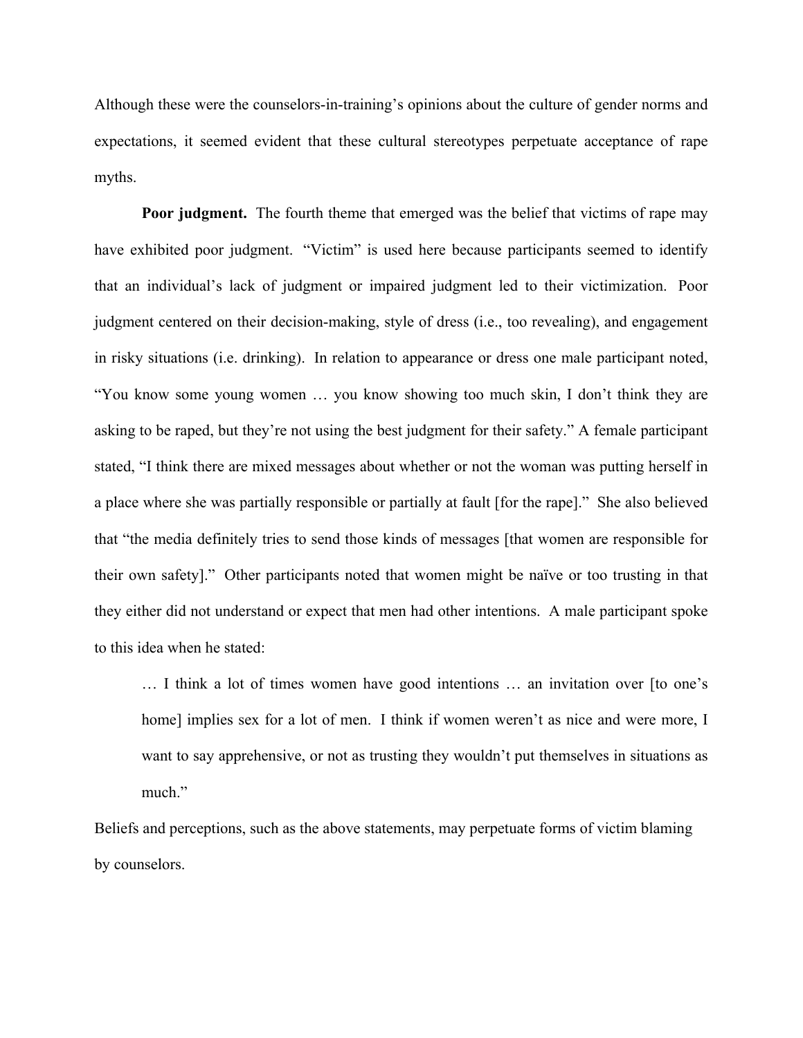Although these were the counselors-in-training's opinions about the culture of gender norms and expectations, it seemed evident that these cultural stereotypes perpetuate acceptance of rape myths.

**Poor judgment.** The fourth theme that emerged was the belief that victims of rape may have exhibited poor judgment. "Victim" is used here because participants seemed to identify that an individual's lack of judgment or impaired judgment led to their victimization. Poor judgment centered on their decision-making, style of dress (i.e., too revealing), and engagement in risky situations (i.e. drinking). In relation to appearance or dress one male participant noted, "You know some young women … you know showing too much skin, I don't think they are asking to be raped, but they're not using the best judgment for their safety." A female participant stated, "I think there are mixed messages about whether or not the woman was putting herself in a place where she was partially responsible or partially at fault [for the rape]." She also believed that "the media definitely tries to send those kinds of messages [that women are responsible for their own safety]." Other participants noted that women might be naïve or too trusting in that they either did not understand or expect that men had other intentions. A male participant spoke to this idea when he stated:

> … I think a lot of times women have good intentions … an invitation over [to one's home] implies sex for a lot of men. I think if women weren't as nice and were more, I want to say apprehensive, or not as trusting they wouldn't put themselves in situations as much."

Beliefs and perceptions, such as the above statements, may perpetuate forms of victim blaming by counselors.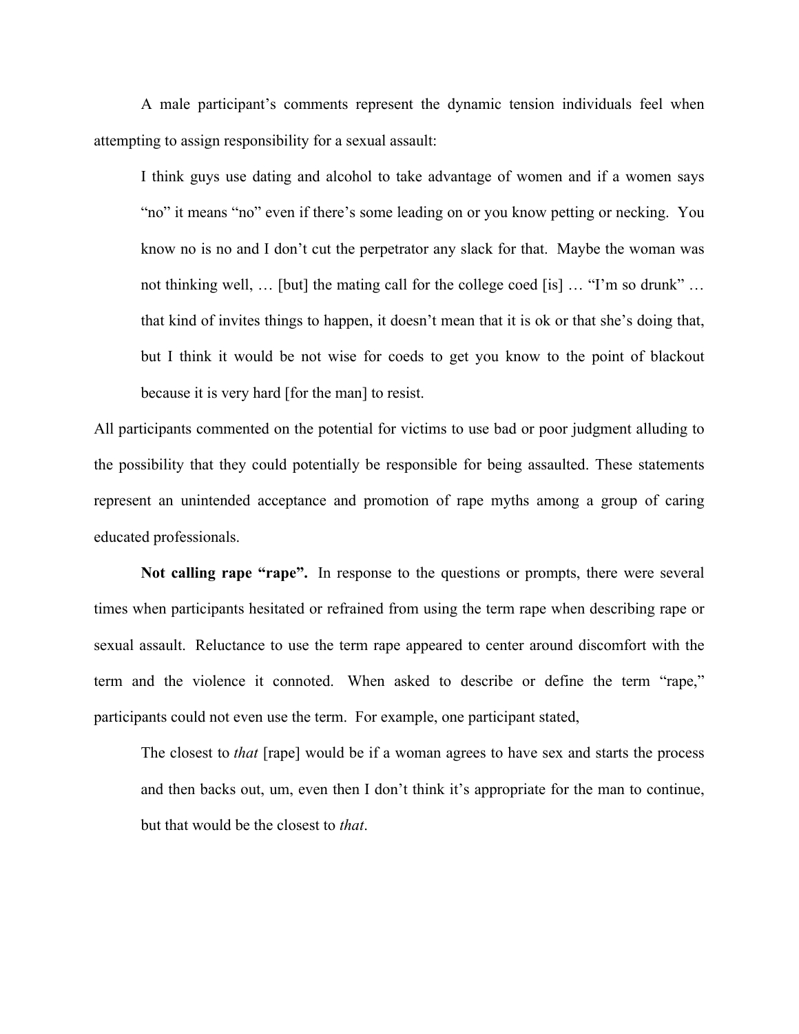A male participant's comments represent the dynamic tension individuals feel when attempting to assign responsibility for a sexual assault:

> I think guys use dating and alcohol to take advantage of women and if a women says "no" it means "no" even if there's some leading on or you know petting or necking. You know no is no and I don't cut the perpetrator any slack for that. Maybe the woman was not thinking well, … [but] the mating call for the college coed [is] … "I'm so drunk" … that kind of invites things to happen, it doesn't mean that it is ok or that she's doing that, but I think it would be not wise for coeds to get you know to the point of blackout because it is very hard [for the man] to resist.

All participants commented on the potential for victims to use bad or poor judgment alluding to the possibility that they could potentially be responsible for being assaulted. These statements represent an unintended acceptance and promotion of rape myths among a group of caring educated professionals.

**Not calling rape "rape".** In response to the questions or prompts, there were several times when participants hesitated or refrained from using the term rape when describing rape or sexual assault. Reluctance to use the term rape appeared to center around discomfort with the term and the violence it connoted. When asked to describe or define the term "rape," participants could not even use the term. For example, one participant stated,

> The closest to *that* [rape] would be if a woman agrees to have sex and starts the process and then backs out, um, even then I don't think it's appropriate for the man to continue, but that would be the closest to *that*.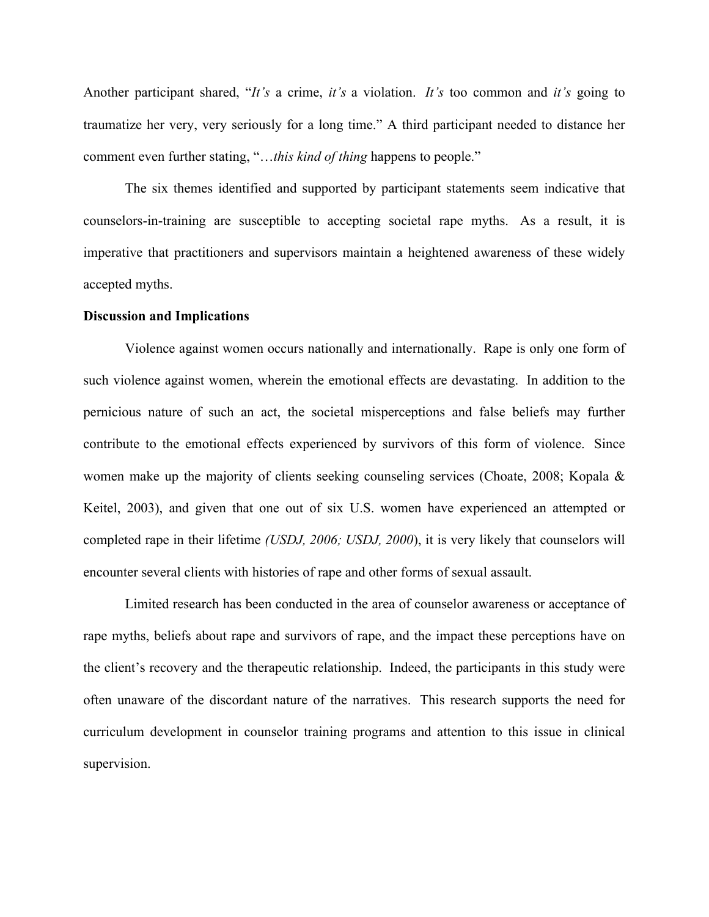Another participant shared, "*It's* a crime, *it's* a violation. *It's* too common and *it's* going to traumatize her very, very seriously for a long time." A third participant needed to distance her comment even further stating, "…*this kind of thing* happens to people."

The six themes identified and supported by participant statements seem indicative that counselors-in-training are susceptible to accepting societal rape myths. As a result, it is imperative that practitioners and supervisors maintain a heightened awareness of these widely accepted myths.

**Discussion and Implications**

Violence against women occurs nationally and internationally. Rape is only one form of such violence against women, wherein the emotional effects are devastating. In addition to the pernicious nature of such an act, the societal misperceptions and false beliefs may further contribute to the emotional effects experienced by survivors of this form of violence. Since women make up the majority of clients seeking counseling services (Choate, 2008; Kopala & Keitel, 2003), and given that one out of six U.S. women have experienced an attempted or completed rape in their lifetime *(USDJ, 2006; USDJ, 2000*), it is very likely that counselors will encounter several clients with histories of rape and other forms of sexual assault.

Limited research has been conducted in the area of counselor awareness or acceptance of rape myths, beliefs about rape and survivors of rape, and the impact these perceptions have on the client's recovery and the therapeutic relationship. Indeed, the participants in this study were often unaware of the discordant nature of the narratives. This research supports the need for curriculum development in counselor training programs and attention to this issue in clinical supervision.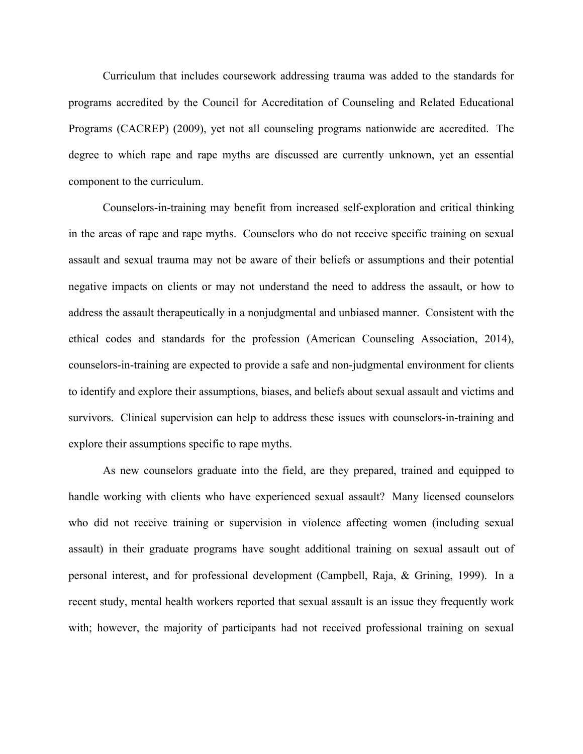Curriculum that includes coursework addressing trauma was added to the standards for programs accredited by the Council for Accreditation of Counseling and Related Educational Programs (CACREP) (2009), yet not all counseling programs nationwide are accredited. The degree to which rape and rape myths are discussed are currently unknown, yet an essential component to the curriculum.

Counselors-in-training may benefit from increased self-exploration and critical thinking in the areas of rape and rape myths. Counselors who do not receive specific training on sexual assault and sexual trauma may not be aware of their beliefs or assumptions and their potential negative impacts on clients or may not understand the need to address the assault, or how to address the assault therapeutically in a nonjudgmental and unbiased manner. Consistent with the ethical codes and standards for the profession (American Counseling Association, 2014), counselors-in-training are expected to provide a safe and non-judgmental environment for clients to identify and explore their assumptions, biases, and beliefs about sexual assault and victims and survivors. Clinical supervision can help to address these issues with counselors-in-training and explore their assumptions specific to rape myths.

As new counselors graduate into the field, are they prepared, trained and equipped to handle working with clients who have experienced sexual assault? Many licensed counselors who did not receive training or supervision in violence affecting women (including sexual assault) in their graduate programs have sought additional training on sexual assault out of personal interest, and for professional development (Campbell, Raja, & Grining, 1999). In a recent study, mental health workers reported that sexual assault is an issue they frequently work with; however, the majority of participants had not received professional training on sexual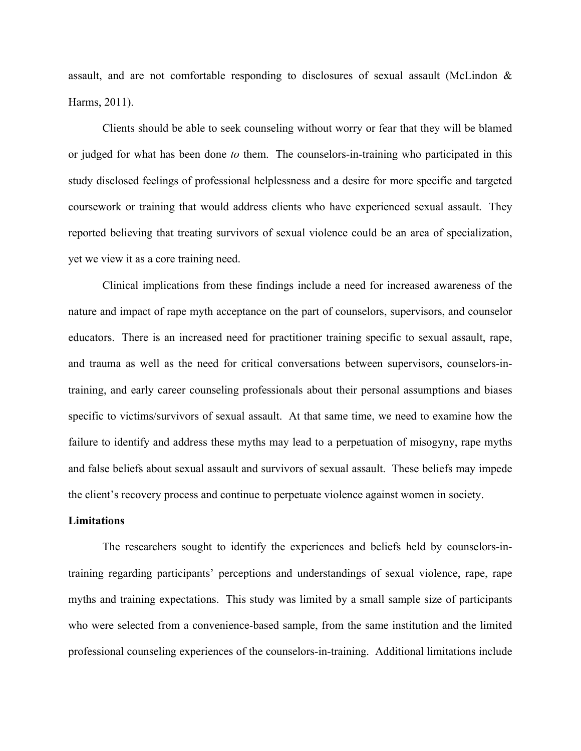assault, and are not comfortable responding to disclosures of sexual assault (McLindon & Harms, 2011).

Clients should be able to seek counseling without worry or fear that they will be blamed or judged for what has been done *to* them. The counselors-in-training who participated in this study disclosed feelings of professional helplessness and a desire for more specific and targeted coursework or training that would address clients who have experienced sexual assault. They reported believing that treating survivors of sexual violence could be an area of specialization, yet we view it as a core training need.

Clinical implications from these findings include a need for increased awareness of the nature and impact of rape myth acceptance on the part of counselors, supervisors, and counselor educators. There is an increased need for practitioner training specific to sexual assault, rape, and trauma as well as the need for critical conversations between supervisors, counselors-in-training, and early career counseling professionals about their personal assumptions and biases specific to victims/survivors of sexual assault. At that same time, we need to examine how the failure to identify and address these myths may lead to a perpetuation of misogyny, rape myths and false beliefs about sexual assault and survivors of sexual assault. These beliefs may impede the client's recovery process and continue to perpetuate violence against women in society.

**Limitations**

The researchers sought to identify the experiences and beliefs held by counselors-in-training regarding participants' perceptions and understandings of sexual violence, rape, rape myths and training expectations. This study was limited by a small sample size of participants who were selected from a convenience-based sample, from the same institution and the limited professional counseling experiences of the counselors-in-training. Additional limitations include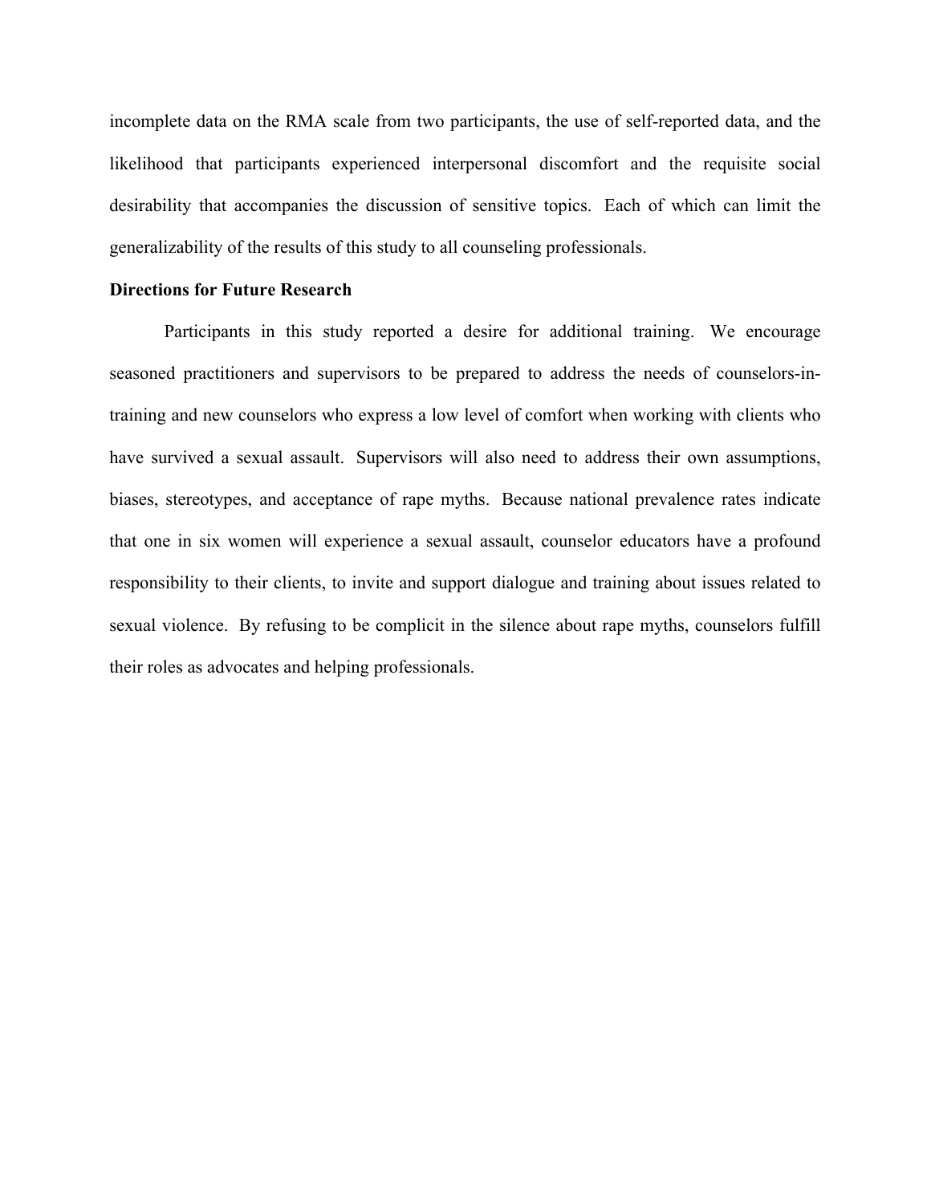incomplete data on the RMA scale from two participants, the use of self-reported data, and the likelihood that participants experienced interpersonal discomfort and the requisite social desirability that accompanies the discussion of sensitive topics. Each of which can limit the generalizability of the results of this study to all counseling professionals.

**Directions for Future Research**

Participants in this study reported a desire for additional training. We encourage seasoned practitioners and supervisors to be prepared to address the needs of counselors-in-training and new counselors who express a low level of comfort when working with clients who have survived a sexual assault. Supervisors will also need to address their own assumptions, biases, stereotypes, and acceptance of rape myths. Because national prevalence rates indicate that one in six women will experience a sexual assault, counselor educators have a profound responsibility to their clients, to invite and support dialogue and training about issues related to sexual violence. By refusing to be complicit in the silence about rape myths, counselors fulfill their roles as advocates and helping professionals.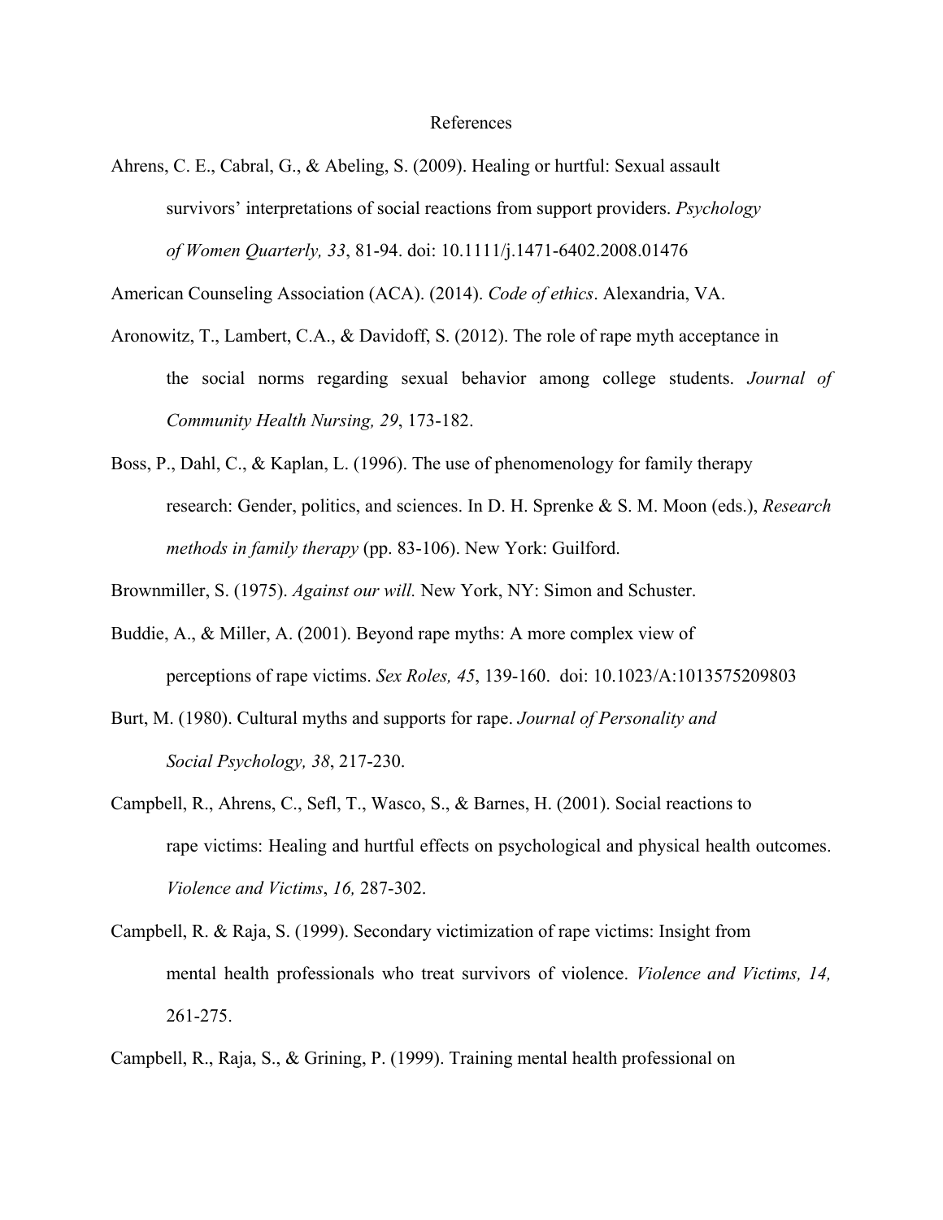# References

Ahrens, C. E., Cabral, G., & Abeling, S. (2009). Healing or hurtful: Sexual assault survivors' interpretations of social reactions from support providers. *Psychology of Women Quarterly, 33*, 81-94. doi: 10.1111/j.1471-6402.2008.01476

American Counseling Association (ACA). (2014). *Code of ethics*. Alexandria, VA.

Aronowitz, T., Lambert, C.A., & Davidoff, S. (2012). The role of rape myth acceptance in the social norms regarding sexual behavior among college students. *Journal of Community Health Nursing, 29*, 173-182.

Boss, P., Dahl, C., & Kaplan, L. (1996). The use of phenomenology for family therapy research: Gender, politics, and sciences. In D. H. Sprenke & S. M. Moon (eds.), *Research methods in family therapy* (pp. 83-106). New York: Guilford.

Brownmiller, S. (1975). *Against our will.* New York, NY: Simon and Schuster.

Buddie, A., & Miller, A. (2001). Beyond rape myths: A more complex view of perceptions of rape victims. *Sex Roles, 45*, 139-160. doi: 10.1023/A:1013575209803

Burt, M. (1980). Cultural myths and supports for rape. *Journal of Personality and Social Psychology, 38*, 217-230.

Campbell, R., Ahrens, C., Sefl, T., Wasco, S., & Barnes, H. (2001). Social reactions to rape victims: Healing and hurtful effects on psychological and physical health outcomes. *Violence and Victims*, *16,* 287-302.

Campbell, R. & Raja, S. (1999). Secondary victimization of rape victims: Insight from mental health professionals who treat survivors of violence. *Violence and Victims, 14,* 261-275.

Campbell, R., Raja, S., & Grining, P. (1999). Training mental health professional on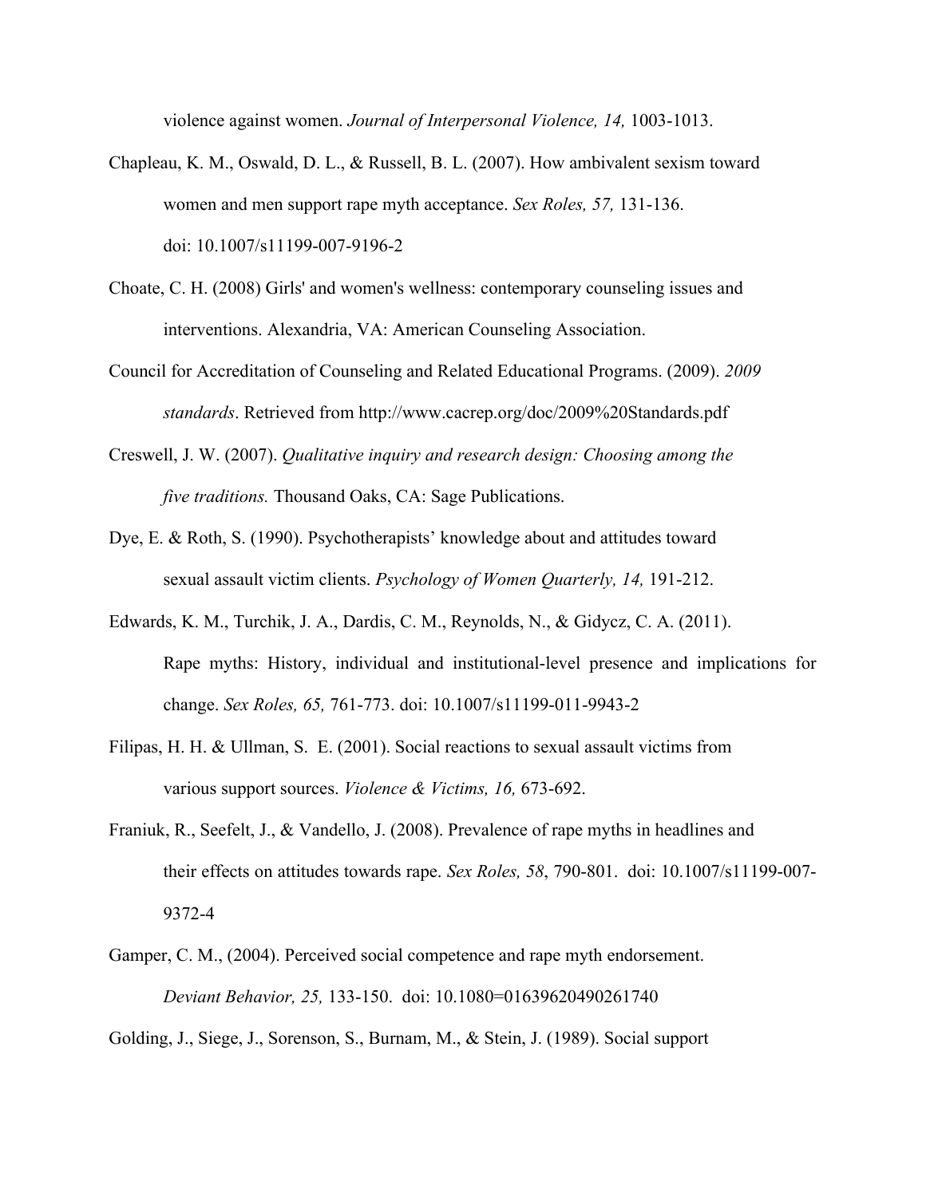violence against women. *Journal of Interpersonal Violence, 14,* 1003-1013.

Chapleau, K. M., Oswald, D. L., & Russell, B. L. (2007). How ambivalent sexism toward women and men support rape myth acceptance. *Sex Roles, 57,* 131-136. doi: 10.1007/s11199-007-9196-2

Choate, C. H. (2008) Girls' and women's wellness: contemporary counseling issues and interventions. Alexandria, VA: American Counseling Association.

Council for Accreditation of Counseling and Related Educational Programs. (2009). *2009 standards*. Retrieved from http://www.cacrep.org/doc/2009%20Standards.pdf

Creswell, J. W. (2007). *Qualitative inquiry and research design: Choosing among the five traditions.* Thousand Oaks, CA: Sage Publications.

Dye, E. & Roth, S. (1990). Psychotherapists' knowledge about and attitudes toward sexual assault victim clients. *Psychology of Women Quarterly, 14,* 191-212.

Edwards, K. M., Turchik, J. A., Dardis, C. M., Reynolds, N., & Gidycz, C. A. (2011). Rape myths: History, individual and institutional-level presence and implications for change. *Sex Roles, 65,* 761-773. doi: 10.1007/s11199-011-9943-2

Filipas, H. H. & Ullman, S. E. (2001). Social reactions to sexual assault victims from various support sources. *Violence & Victims, 16,* 673-692.

Franiuk, R., Seefelt, J., & Vandello, J. (2008). Prevalence of rape myths in headlines and their effects on attitudes towards rape. *Sex Roles, 58*, 790-801. doi: 10.1007/s11199-007-9372-4

Gamper, C. M., (2004). Perceived social competence and rape myth endorsement. *Deviant Behavior, 25,* 133-150. doi: 10.1080=01639620490261740

Golding, J., Siege, J., Sorenson, S., Burnam, M., & Stein, J. (1989). Social support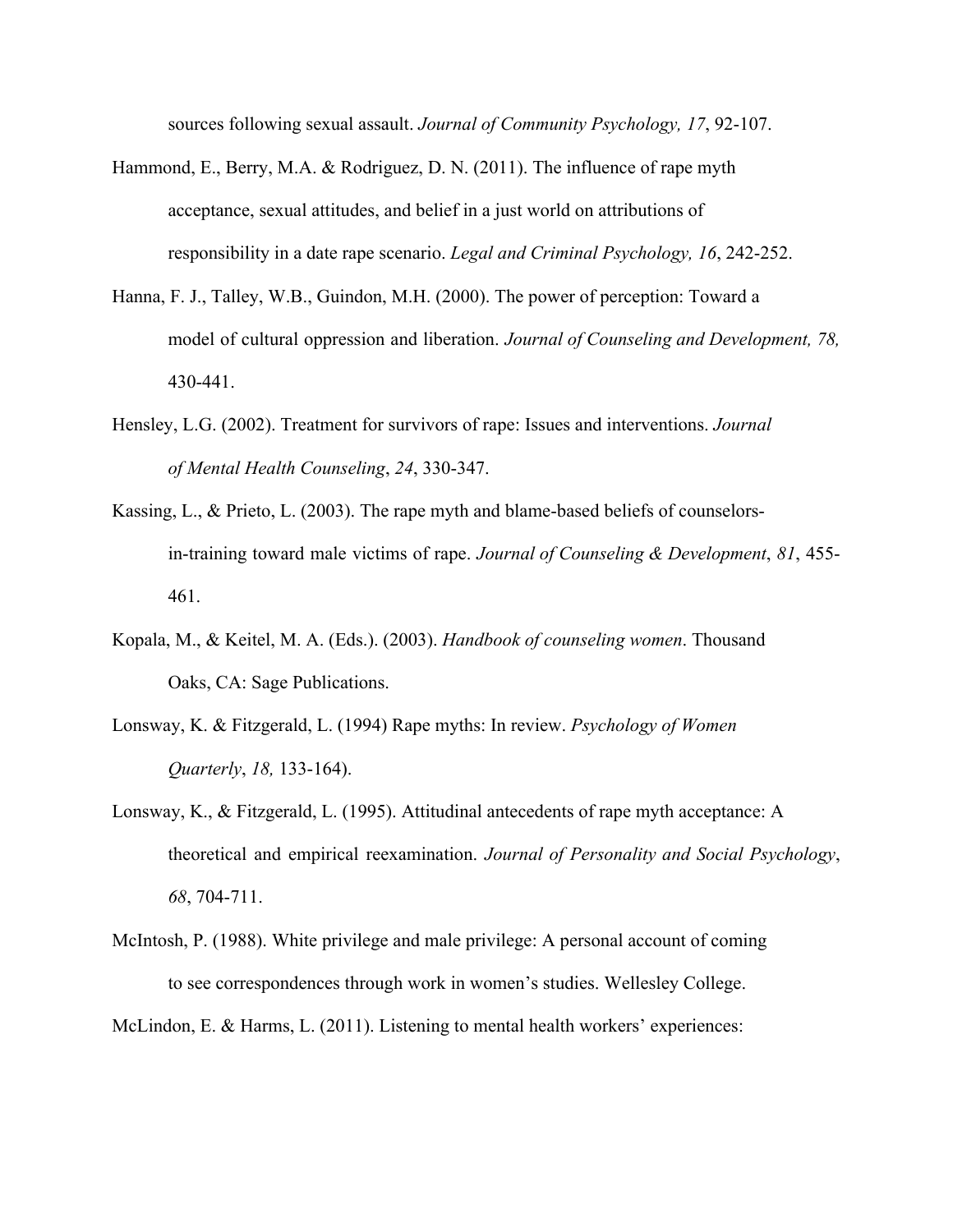sources following sexual assault. *Journal of Community Psychology, 17*, 92-107.

Hammond, E., Berry, M.A. & Rodriguez, D. N. (2011). The influence of rape myth acceptance, sexual attitudes, and belief in a just world on attributions of responsibility in a date rape scenario. *Legal and Criminal Psychology, 16*, 242-252.

Hanna, F. J., Talley, W.B., Guindon, M.H. (2000). The power of perception: Toward a model of cultural oppression and liberation. *Journal of Counseling and Development, 78,* 430-441.

Hensley, L.G. (2002). Treatment for survivors of rape: Issues and interventions. *Journal of Mental Health Counseling*, *24*, 330-347.

Kassing, L., & Prieto, L. (2003). The rape myth and blame-based beliefs of counselors-in-training toward male victims of rape. *Journal of Counseling & Development*, *81*, 455-461.

Kopala, M., & Keitel, M. A. (Eds.). (2003). *Handbook of counseling women*. Thousand Oaks, CA: Sage Publications.

Lonsway, K. & Fitzgerald, L. (1994) Rape myths: In review. *Psychology of Women Quarterly*, *18,* 133-164).

Lonsway, K., & Fitzgerald, L. (1995). Attitudinal antecedents of rape myth acceptance: A theoretical and empirical reexamination. *Journal of Personality and Social Psychology*, *68*, 704-711.

McIntosh, P. (1988). White privilege and male privilege: A personal account of coming to see correspondences through work in women's studies. Wellesley College.

McLindon, E. & Harms, L. (2011). Listening to mental health workers' experiences: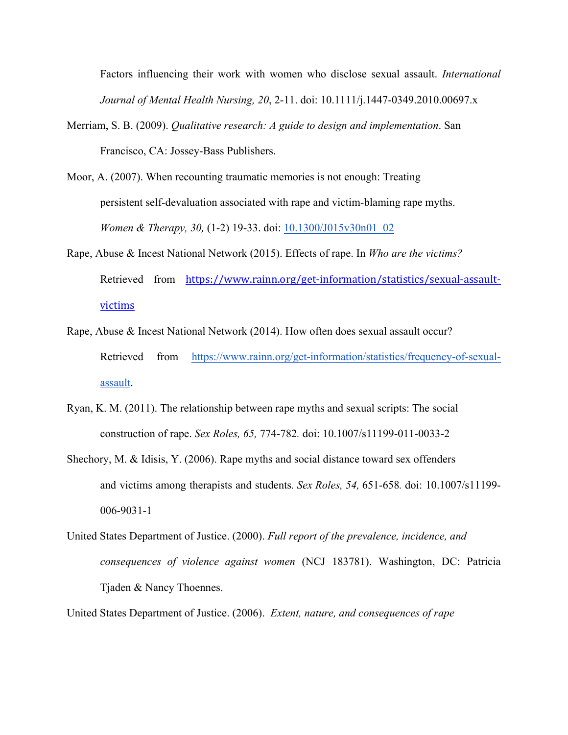Factors influencing their work with women who disclose sexual assault. *International Journal of Mental Health Nursing, 20*, 2-11. doi: 10.1111/j.1447-0349.2010.00697.x

Merriam, S. B. (2009). *Qualitative research: A guide to design and implementation*. San Francisco, CA: Jossey-Bass Publishers.

Moor, A. (2007). When recounting traumatic memories is not enough: Treating persistent self-devaluation associated with rape and victim-blaming rape myths. *Women & Therapy, 30,* (1-2) 19-33. doi: 10.1300/J015v30n01_02

Rape, Abuse & Incest National Network (2015). Effects of rape. In *Who are the victims?* Retrieved from https://www.rainn.org/get-information/statistics/sexual-assault-victims

Rape, Abuse & Incest National Network (2014). How often does sexual assault occur? Retrieved from https://www.rainn.org/get-information/statistics/frequency-of-sexual-assault.

Ryan, K. M. (2011). The relationship between rape myths and sexual scripts: The social construction of rape. *Sex Roles, 65,* 774-782. doi: 10.1007/s11199-011-0033-2

Shechory, M. & Idisis, Y. (2006). Rape myths and social distance toward sex offenders and victims among therapists and students. *Sex Roles, 54,* 651-658. doi: 10.1007/s11199-006-9031-1

United States Department of Justice. (2000). *Full report of the prevalence, incidence, and consequences of violence against women* (NCJ 183781). Washington, DC: Patricia Tjaden & Nancy Thoennes.

United States Department of Justice. (2006). *Extent, nature, and consequences of rape*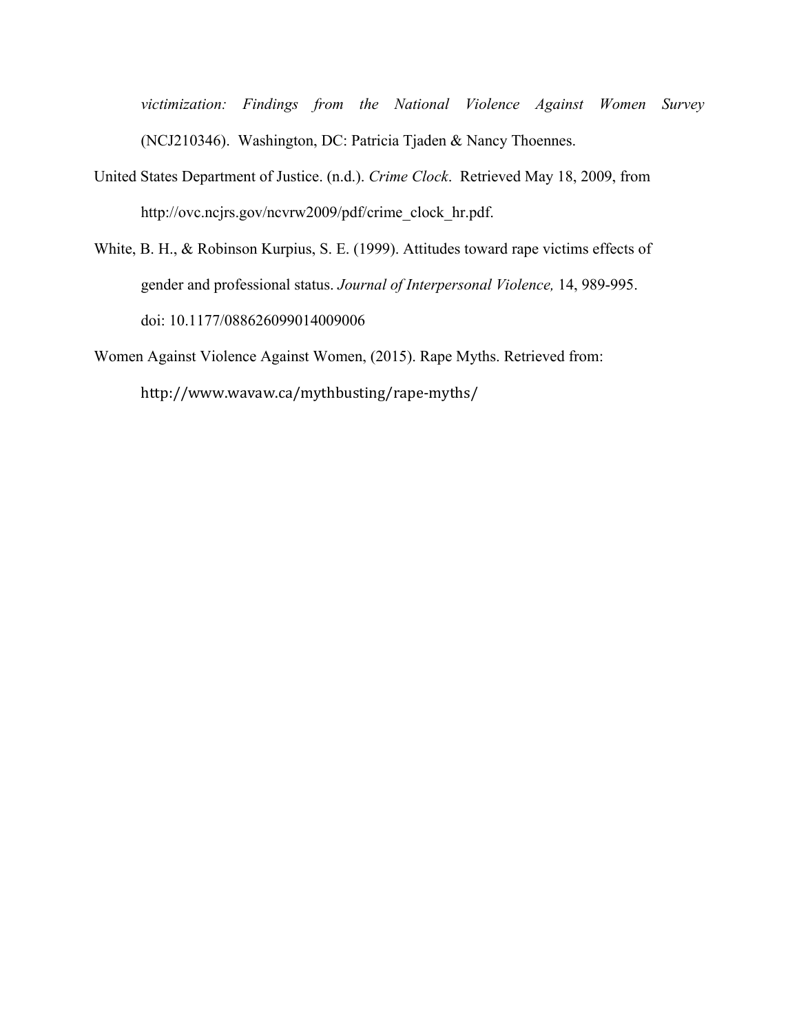*victimization: Findings from the National Violence Against Women Survey* (NCJ210346). Washington, DC: Patricia Tjaden & Nancy Thoennes.

United States Department of Justice. (n.d.). *Crime Clock*. Retrieved May 18, 2009, from http://ovc.ncjrs.gov/ncvrw2009/pdf/crime_clock_hr.pdf.

White, B. H., & Robinson Kurpius, S. E. (1999). Attitudes toward rape victims effects of gender and professional status. *Journal of Interpersonal Violence,* 14, 989-995. doi: 10.1177/088626099014009006

Women Against Violence Against Women, (2015). Rape Myths. Retrieved from: http://www.wavaw.ca/mythbusting/rape-myths/